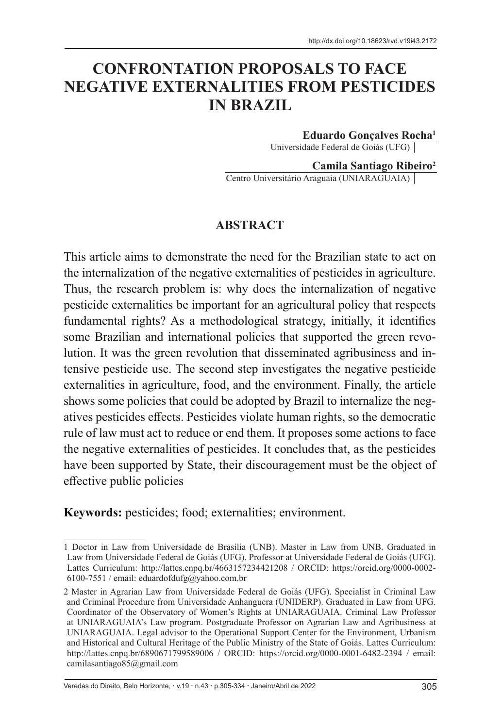http://dx.doi.org/10.18623/rvd.v19i43.2172

# CONFRONTATION PROPOSALS TO FACE NEGATIVE EXTERNALITIES FROM PESTICIDES IN BRAZIL

**Eduardo Gonçalves Rocha**[1]
Universidade Federal de Goiás (UFG)

**Camila Santiago Ribeiro**[2]
Centro Universitário Araguaia (UNIARAGUAIA)

## ABSTRACT

This article aims to demonstrate the need for the Brazilian state to act on the internalization of the negative externalities of pesticides in agriculture. Thus, the research problem is: why does the internalization of negative pesticide externalities be important for an agricultural policy that respects fundamental rights? As a methodological strategy, initially, it identifies some Brazilian and international policies that supported the green revolution. It was the green revolution that disseminated agribusiness and intensive pesticide use. The second step investigates the negative pesticide externalities in agriculture, food, and the environment. Finally, the article shows some policies that could be adopted by Brazil to internalize the negatives pesticides effects. Pesticides violate human rights, so the democratic rule of law must act to reduce or end them. It proposes some actions to face the negative externalities of pesticides. It concludes that, as the pesticides have been supported by State, their discouragement must be the object of effective public policies

**Keywords:** pesticides; food; externalities; environment.

---

1 Doctor in Law from Universidade de Brasília (UNB). Master in Law from UNB. Graduated in Law from Universidade Federal de Goiás (UFG). Professor at Universidade Federal de Goiás (UFG). Lattes Curriculum: http://lattes.cnpq.br/4663157234421208 / ORCID: https://orcid.org/0000-0002-6100-7551 / email: eduardofdufg@yahoo.com.br

2 Master in Agrarian Law from Universidade Federal de Goiás (UFG). Specialist in Criminal Law and Criminal Procedure from Universidade Anhanguera (UNIDERP). Graduated in Law from UFG. Coordinator of the Observatory of Women's Rights at UNIARAGUAIA. Criminal Law Professor at UNIARAGUAIA's Law program. Postgraduate Professor on Agrarian Law and Agribusiness at UNIARAGUAIA. Legal advisor to the Operational Support Center for the Environment, Urbanism and Historical and Cultural Heritage of the Public Ministry of the State of Goiás. Lattes Curriculum: http://lattes.cnpq.br/6890671799589006 / ORCID: https://orcid.org/0000-0001-6482-2394 / email: camilasantiago85@gmail.com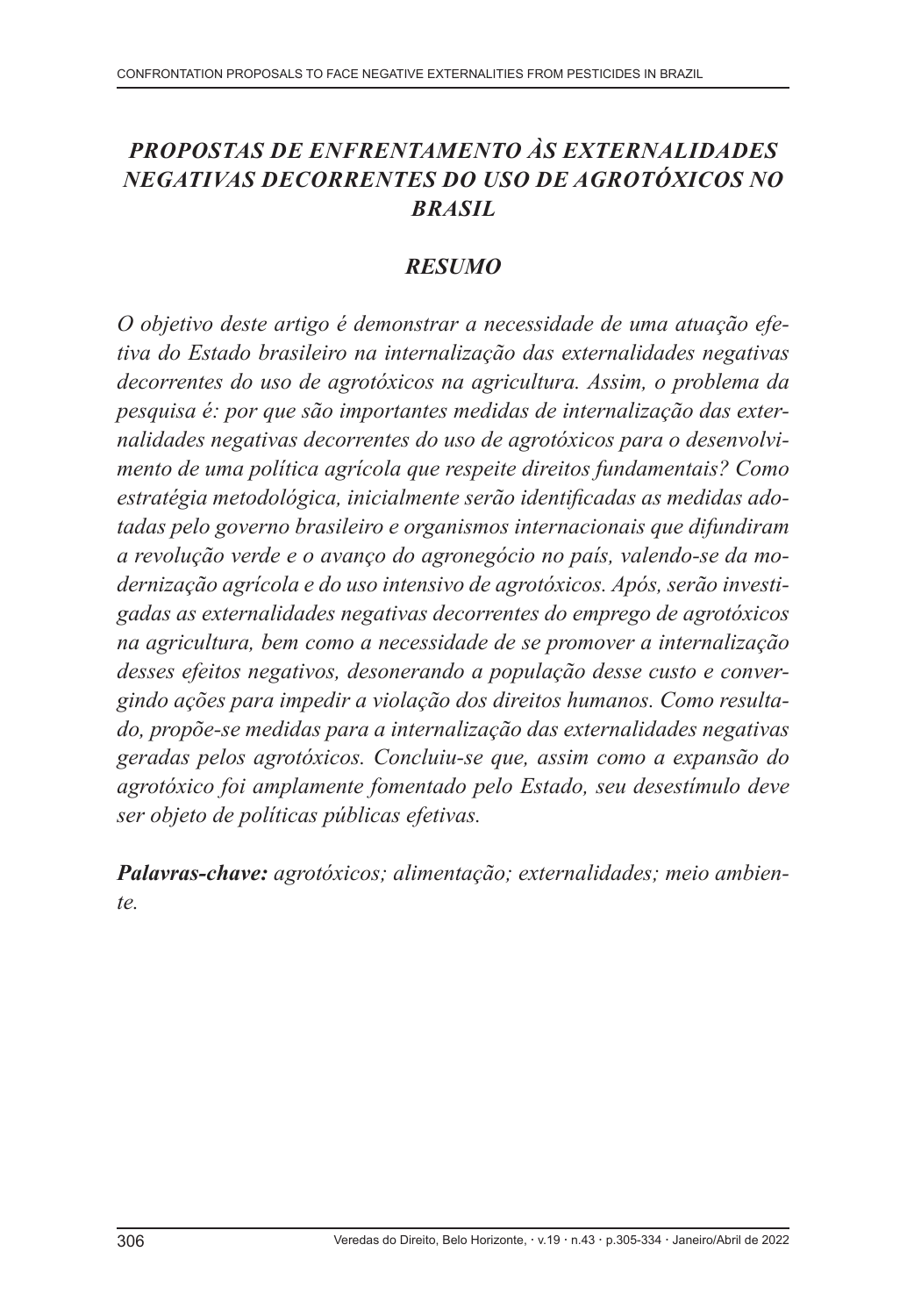## *PROPOSTAS DE ENFRENTAMENTO ÀS EXTERNALIDADES NEGATIVAS DECORRENTES DO USO DE AGROTÓXICOS NO BRASIL*

### *RESUMO*

*O objetivo deste artigo é demonstrar a necessidade de uma atuação efetiva do Estado brasileiro na internalização das externalidades negativas decorrentes do uso de agrotóxicos na agricultura. Assim, o problema da pesquisa é: por que são importantes medidas de internalização das externalidades negativas decorrentes do uso de agrotóxicos para o desenvolvimento de uma política agrícola que respeite direitos fundamentais? Como estratégia metodológica, inicialmente serão identificadas as medidas adotadas pelo governo brasileiro e organismos internacionais que difundiram a revolução verde e o avanço do agronegócio no país, valendo-se da modernização agrícola e do uso intensivo de agrotóxicos. Após, serão investigadas as externalidades negativas decorrentes do emprego de agrotóxicos na agricultura, bem como a necessidade de se promover a internalização desses efeitos negativos, desonerando a população desse custo e convergindo ações para impedir a violação dos direitos humanos. Como resultado, propõe-se medidas para a internalização das externalidades negativas geradas pelos agrotóxicos. Concluiu-se que, assim como a expansão do agrotóxico foi amplamente fomentado pelo Estado, seu desestímulo deve ser objeto de políticas públicas efetivas.*

***Palavras-chave:*** *agrotóxicos; alimentação; externalidades; meio ambiente.*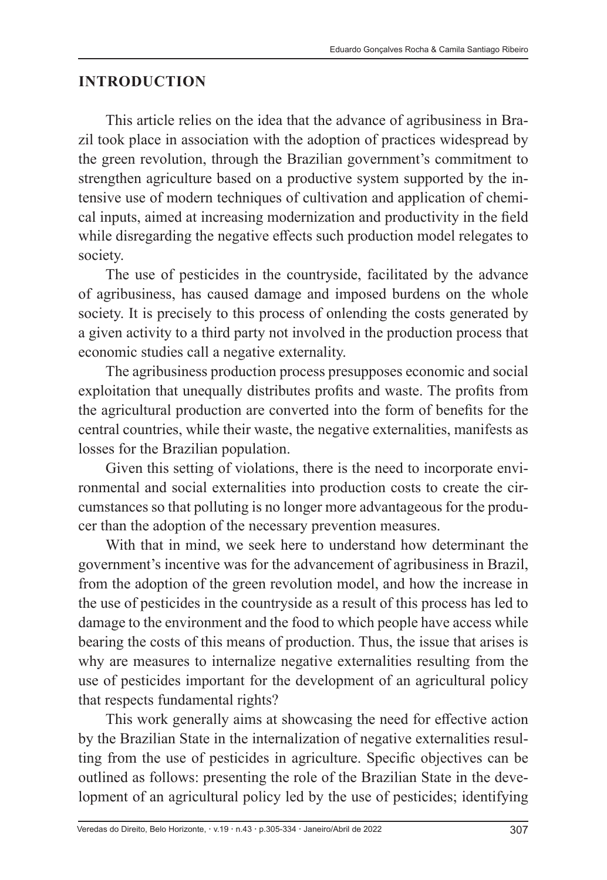## INTRODUCTION

This article relies on the idea that the advance of agribusiness in Brazil took place in association with the adoption of practices widespread by the green revolution, through the Brazilian government's commitment to strengthen agriculture based on a productive system supported by the intensive use of modern techniques of cultivation and application of chemical inputs, aimed at increasing modernization and productivity in the field while disregarding the negative effects such production model relegates to society.

The use of pesticides in the countryside, facilitated by the advance of agribusiness, has caused damage and imposed burdens on the whole society. It is precisely to this process of onlending the costs generated by a given activity to a third party not involved in the production process that economic studies call a negative externality.

The agribusiness production process presupposes economic and social exploitation that unequally distributes profits and waste. The profits from the agricultural production are converted into the form of benefits for the central countries, while their waste, the negative externalities, manifests as losses for the Brazilian population.

Given this setting of violations, there is the need to incorporate environmental and social externalities into production costs to create the circumstances so that polluting is no longer more advantageous for the producer than the adoption of the necessary prevention measures.

With that in mind, we seek here to understand how determinant the government's incentive was for the advancement of agribusiness in Brazil, from the adoption of the green revolution model, and how the increase in the use of pesticides in the countryside as a result of this process has led to damage to the environment and the food to which people have access while bearing the costs of this means of production. Thus, the issue that arises is why are measures to internalize negative externalities resulting from the use of pesticides important for the development of an agricultural policy that respects fundamental rights?

This work generally aims at showcasing the need for effective action by the Brazilian State in the internalization of negative externalities resulting from the use of pesticides in agriculture. Specific objectives can be outlined as follows: presenting the role of the Brazilian State in the development of an agricultural policy led by the use of pesticides; identifying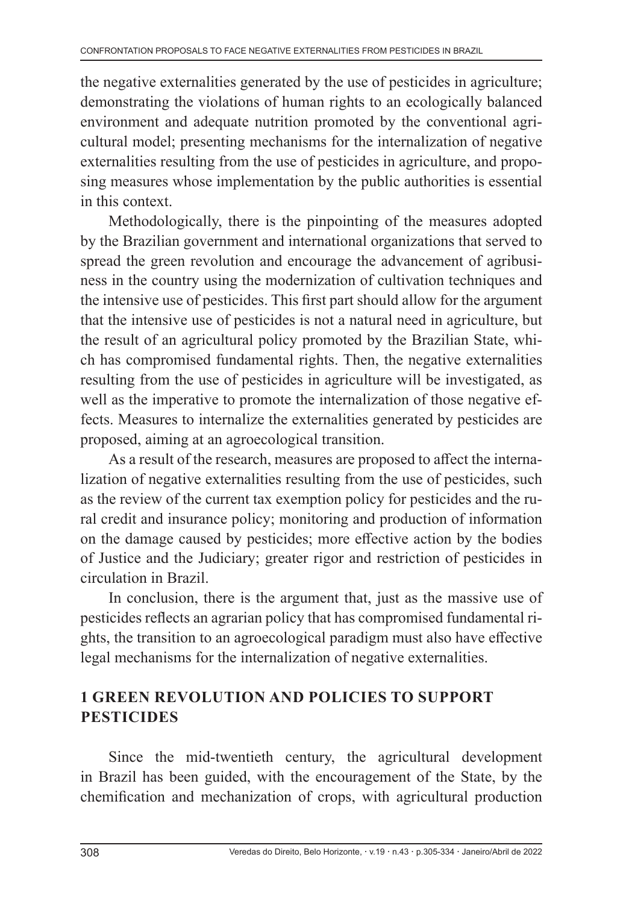the negative externalities generated by the use of pesticides in agriculture; demonstrating the violations of human rights to an ecologically balanced environment and adequate nutrition promoted by the conventional agricultural model; presenting mechanisms for the internalization of negative externalities resulting from the use of pesticides in agriculture, and proposing measures whose implementation by the public authorities is essential in this context.

Methodologically, there is the pinpointing of the measures adopted by the Brazilian government and international organizations that served to spread the green revolution and encourage the advancement of agribusiness in the country using the modernization of cultivation techniques and the intensive use of pesticides. This first part should allow for the argument that the intensive use of pesticides is not a natural need in agriculture, but the result of an agricultural policy promoted by the Brazilian State, which has compromised fundamental rights. Then, the negative externalities resulting from the use of pesticides in agriculture will be investigated, as well as the imperative to promote the internalization of those negative effects. Measures to internalize the externalities generated by pesticides are proposed, aiming at an agroecological transition.

As a result of the research, measures are proposed to affect the internalization of negative externalities resulting from the use of pesticides, such as the review of the current tax exemption policy for pesticides and the rural credit and insurance policy; monitoring and production of information on the damage caused by pesticides; more effective action by the bodies of Justice and the Judiciary; greater rigor and restriction of pesticides in circulation in Brazil.

In conclusion, there is the argument that, just as the massive use of pesticides reflects an agrarian policy that has compromised fundamental rights, the transition to an agroecological paradigm must also have effective legal mechanisms for the internalization of negative externalities.

## 1 GREEN REVOLUTION AND POLICIES TO SUPPORT PESTICIDES

Since the mid-twentieth century, the agricultural development in Brazil has been guided, with the encouragement of the State, by the chemification and mechanization of crops, with agricultural production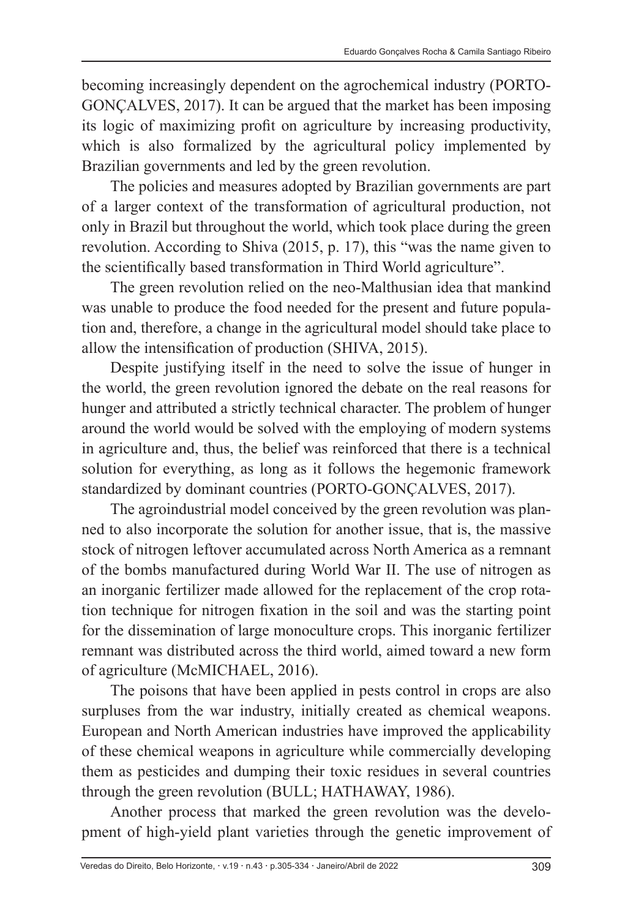becoming increasingly dependent on the agrochemical industry (PORTO-GONÇALVES, 2017). It can be argued that the market has been imposing its logic of maximizing profit on agriculture by increasing productivity, which is also formalized by the agricultural policy implemented by Brazilian governments and led by the green revolution.

The policies and measures adopted by Brazilian governments are part of a larger context of the transformation of agricultural production, not only in Brazil but throughout the world, which took place during the green revolution. According to Shiva (2015, p. 17), this "was the name given to the scientifically based transformation in Third World agriculture".

The green revolution relied on the neo-Malthusian idea that mankind was unable to produce the food needed for the present and future population and, therefore, a change in the agricultural model should take place to allow the intensification of production (SHIVA, 2015).

Despite justifying itself in the need to solve the issue of hunger in the world, the green revolution ignored the debate on the real reasons for hunger and attributed a strictly technical character. The problem of hunger around the world would be solved with the employing of modern systems in agriculture and, thus, the belief was reinforced that there is a technical solution for everything, as long as it follows the hegemonic framework standardized by dominant countries (PORTO-GONÇALVES, 2017).

The agroindustrial model conceived by the green revolution was planned to also incorporate the solution for another issue, that is, the massive stock of nitrogen leftover accumulated across North America as a remnant of the bombs manufactured during World War II. The use of nitrogen as an inorganic fertilizer made allowed for the replacement of the crop rotation technique for nitrogen fixation in the soil and was the starting point for the dissemination of large monoculture crops. This inorganic fertilizer remnant was distributed across the third world, aimed toward a new form of agriculture (McMICHAEL, 2016).

The poisons that have been applied in pests control in crops are also surpluses from the war industry, initially created as chemical weapons. European and North American industries have improved the applicability of these chemical weapons in agriculture while commercially developing them as pesticides and dumping their toxic residues in several countries through the green revolution (BULL; HATHAWAY, 1986).

Another process that marked the green revolution was the development of high-yield plant varieties through the genetic improvement of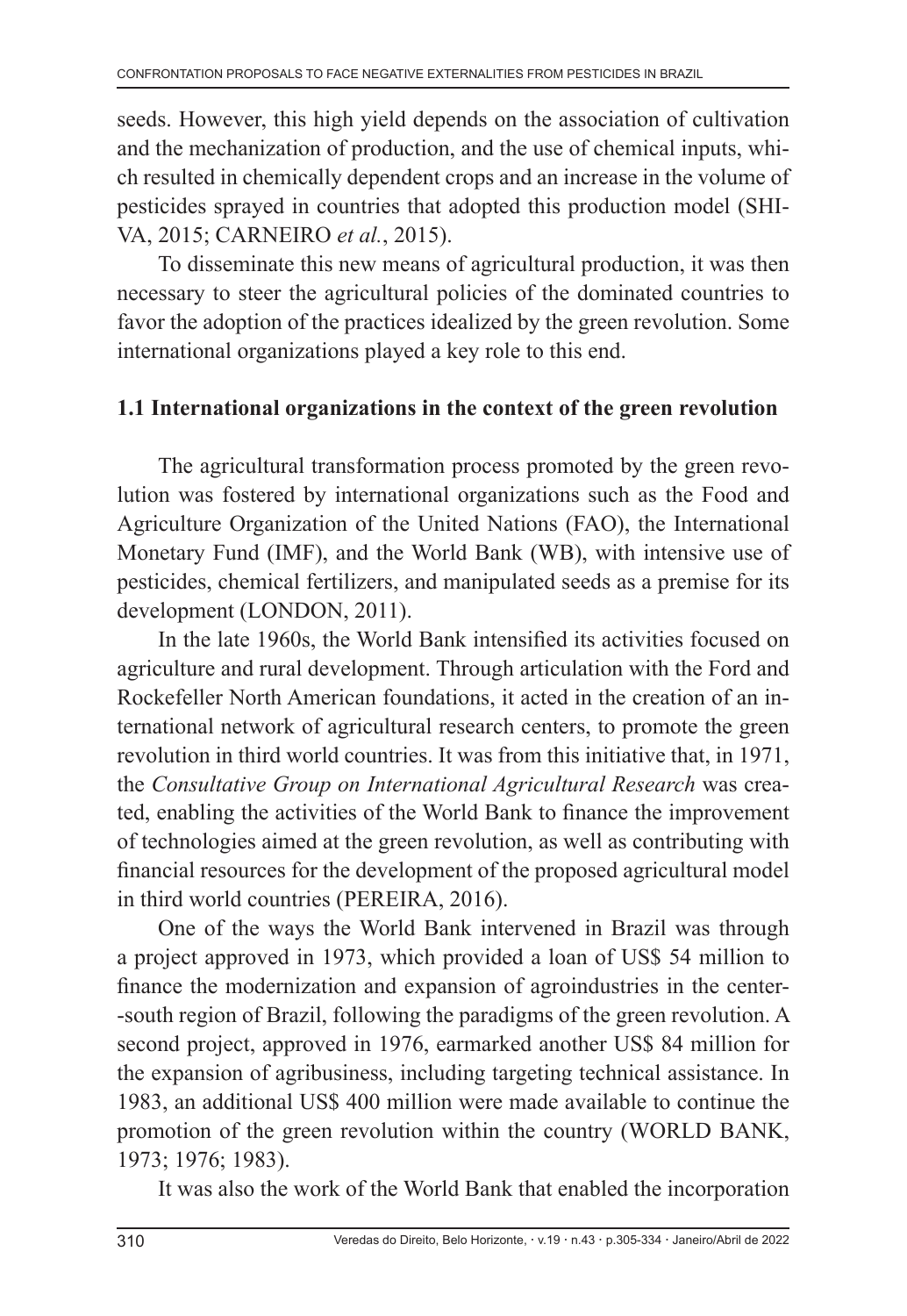seeds. However, this high yield depends on the association of cultivation and the mechanization of production, and the use of chemical inputs, which resulted in chemically dependent crops and an increase in the volume of pesticides sprayed in countries that adopted this production model (SHIVA, 2015; CARNEIRO *et al.*, 2015).

To disseminate this new means of agricultural production, it was then necessary to steer the agricultural policies of the dominated countries to favor the adoption of the practices idealized by the green revolution. Some international organizations played a key role to this end.

### 1.1 International organizations in the context of the green revolution

The agricultural transformation process promoted by the green revolution was fostered by international organizations such as the Food and Agriculture Organization of the United Nations (FAO), the International Monetary Fund (IMF), and the World Bank (WB), with intensive use of pesticides, chemical fertilizers, and manipulated seeds as a premise for its development (LONDON, 2011).

In the late 1960s, the World Bank intensified its activities focused on agriculture and rural development. Through articulation with the Ford and Rockefeller North American foundations, it acted in the creation of an international network of agricultural research centers, to promote the green revolution in third world countries. It was from this initiative that, in 1971, the *Consultative Group on International Agricultural Research* was created, enabling the activities of the World Bank to finance the improvement of technologies aimed at the green revolution, as well as contributing with financial resources for the development of the proposed agricultural model in third world countries (PEREIRA, 2016).

One of the ways the World Bank intervened in Brazil was through a project approved in 1973, which provided a loan of US$ 54 million to finance the modernization and expansion of agroindustries in the center-south region of Brazil, following the paradigms of the green revolution. A second project, approved in 1976, earmarked another US$ 84 million for the expansion of agribusiness, including targeting technical assistance. In 1983, an additional US$ 400 million were made available to continue the promotion of the green revolution within the country (WORLD BANK, 1973; 1976; 1983).

It was also the work of the World Bank that enabled the incorporation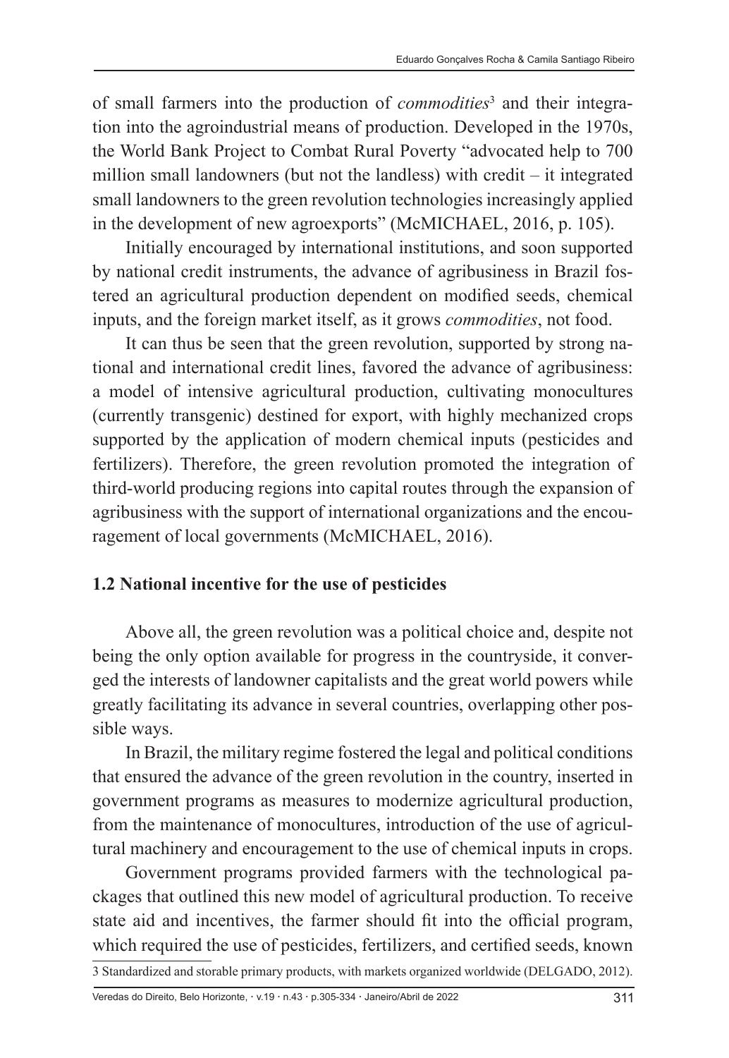of small farmers into the production of *commodities*[3] and their integration into the agroindustrial means of production. Developed in the 1970s, the World Bank Project to Combat Rural Poverty "advocated help to 700 million small landowners (but not the landless) with credit – it integrated small landowners to the green revolution technologies increasingly applied in the development of new agroexports" (McMICHAEL, 2016, p. 105).

Initially encouraged by international institutions, and soon supported by national credit instruments, the advance of agribusiness in Brazil fostered an agricultural production dependent on modified seeds, chemical inputs, and the foreign market itself, as it grows *commodities*, not food.

It can thus be seen that the green revolution, supported by strong national and international credit lines, favored the advance of agribusiness: a model of intensive agricultural production, cultivating monocultures (currently transgenic) destined for export, with highly mechanized crops supported by the application of modern chemical inputs (pesticides and fertilizers). Therefore, the green revolution promoted the integration of third-world producing regions into capital routes through the expansion of agribusiness with the support of international organizations and the encouragement of local governments (McMICHAEL, 2016).

### 1.2 National incentive for the use of pesticides

Above all, the green revolution was a political choice and, despite not being the only option available for progress in the countryside, it converged the interests of landowner capitalists and the great world powers while greatly facilitating its advance in several countries, overlapping other possible ways.

In Brazil, the military regime fostered the legal and political conditions that ensured the advance of the green revolution in the country, inserted in government programs as measures to modernize agricultural production, from the maintenance of monocultures, introduction of the use of agricultural machinery and encouragement to the use of chemical inputs in crops.

Government programs provided farmers with the technological packages that outlined this new model of agricultural production. To receive state aid and incentives, the farmer should fit into the official program, which required the use of pesticides, fertilizers, and certified seeds, known

3 Standardized and storable primary products, with markets organized worldwide (DELGADO, 2012).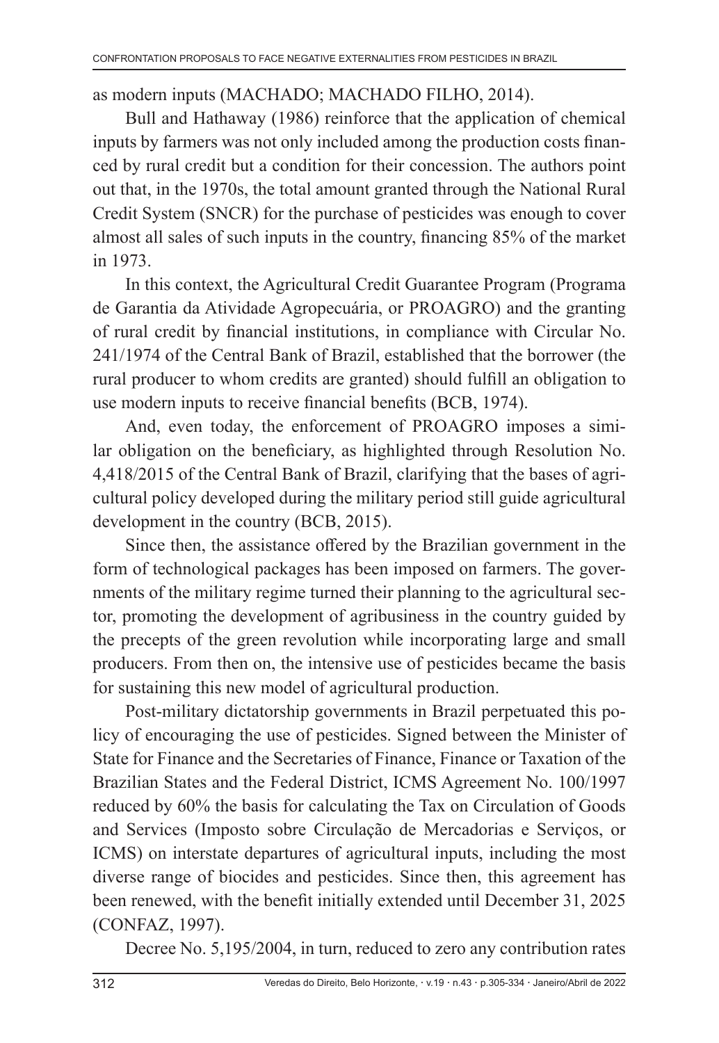as modern inputs (MACHADO; MACHADO FILHO, 2014).

Bull and Hathaway (1986) reinforce that the application of chemical inputs by farmers was not only included among the production costs financed by rural credit but a condition for their concession. The authors point out that, in the 1970s, the total amount granted through the National Rural Credit System (SNCR) for the purchase of pesticides was enough to cover almost all sales of such inputs in the country, financing 85% of the market in 1973.

In this context, the Agricultural Credit Guarantee Program (Programa de Garantia da Atividade Agropecuária, or PROAGRO) and the granting of rural credit by financial institutions, in compliance with Circular No. 241/1974 of the Central Bank of Brazil, established that the borrower (the rural producer to whom credits are granted) should fulfill an obligation to use modern inputs to receive financial benefits (BCB, 1974).

And, even today, the enforcement of PROAGRO imposes a similar obligation on the beneficiary, as highlighted through Resolution No. 4,418/2015 of the Central Bank of Brazil, clarifying that the bases of agricultural policy developed during the military period still guide agricultural development in the country (BCB, 2015).

Since then, the assistance offered by the Brazilian government in the form of technological packages has been imposed on farmers. The governments of the military regime turned their planning to the agricultural sector, promoting the development of agribusiness in the country guided by the precepts of the green revolution while incorporating large and small producers. From then on, the intensive use of pesticides became the basis for sustaining this new model of agricultural production.

Post-military dictatorship governments in Brazil perpetuated this policy of encouraging the use of pesticides. Signed between the Minister of State for Finance and the Secretaries of Finance, Finance or Taxation of the Brazilian States and the Federal District, ICMS Agreement No. 100/1997 reduced by 60% the basis for calculating the Tax on Circulation of Goods and Services (Imposto sobre Circulação de Mercadorias e Serviços, or ICMS) on interstate departures of agricultural inputs, including the most diverse range of biocides and pesticides. Since then, this agreement has been renewed, with the benefit initially extended until December 31, 2025 (CONFAZ, 1997).

Decree No. 5,195/2004, in turn, reduced to zero any contribution rates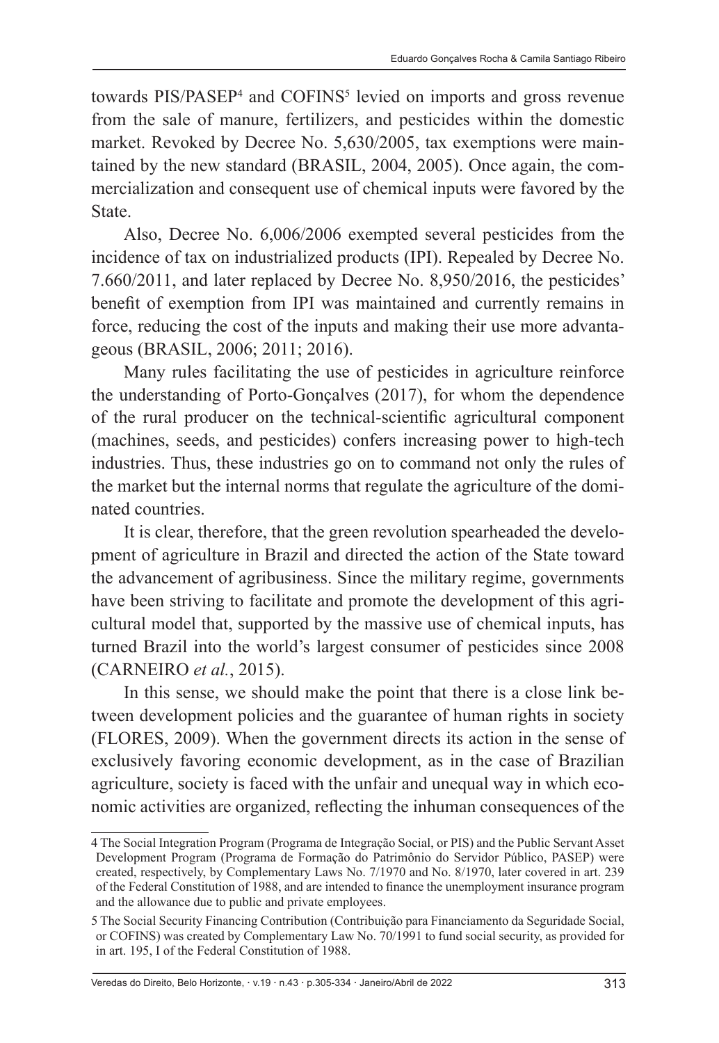towards PIS/PASEP[4] and COFINS[5] levied on imports and gross revenue from the sale of manure, fertilizers, and pesticides within the domestic market. Revoked by Decree No. 5,630/2005, tax exemptions were maintained by the new standard (BRASIL, 2004, 2005). Once again, the commercialization and consequent use of chemical inputs were favored by the State.

Also, Decree No. 6,006/2006 exempted several pesticides from the incidence of tax on industrialized products (IPI). Repealed by Decree No. 7.660/2011, and later replaced by Decree No. 8,950/2016, the pesticides' benefit of exemption from IPI was maintained and currently remains in force, reducing the cost of the inputs and making their use more advantageous (BRASIL, 2006; 2011; 2016).

Many rules facilitating the use of pesticides in agriculture reinforce the understanding of Porto-Gonçalves (2017), for whom the dependence of the rural producer on the technical-scientific agricultural component (machines, seeds, and pesticides) confers increasing power to high-tech industries. Thus, these industries go on to command not only the rules of the market but the internal norms that regulate the agriculture of the dominated countries.

It is clear, therefore, that the green revolution spearheaded the development of agriculture in Brazil and directed the action of the State toward the advancement of agribusiness. Since the military regime, governments have been striving to facilitate and promote the development of this agricultural model that, supported by the massive use of chemical inputs, has turned Brazil into the world's largest consumer of pesticides since 2008 (CARNEIRO *et al.*, 2015).

In this sense, we should make the point that there is a close link between development policies and the guarantee of human rights in society (FLORES, 2009). When the government directs its action in the sense of exclusively favoring economic development, as in the case of Brazilian agriculture, society is faced with the unfair and unequal way in which economic activities are organized, reflecting the inhuman consequences of the

---

4 The Social Integration Program (Programa de Integração Social, or PIS) and the Public Servant Asset Development Program (Programa de Formação do Patrimônio do Servidor Público, PASEP) were created, respectively, by Complementary Laws No. 7/1970 and No. 8/1970, later covered in art. 239 of the Federal Constitution of 1988, and are intended to finance the unemployment insurance program and the allowance due to public and private employees.

5 The Social Security Financing Contribution (Contribuição para Financiamento da Seguridade Social, or COFINS) was created by Complementary Law No. 70/1991 to fund social security, as provided for in art. 195, I of the Federal Constitution of 1988.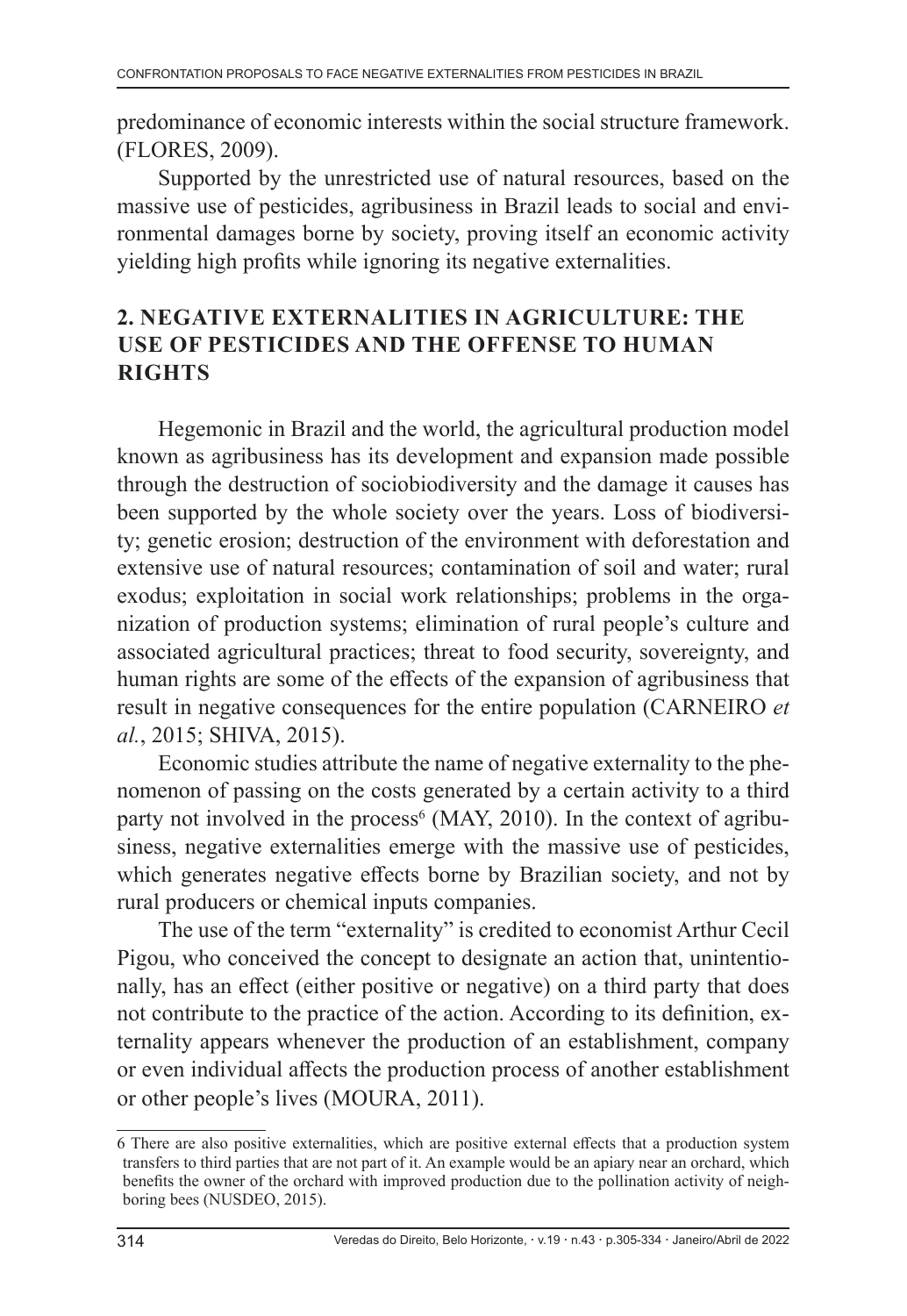predominance of economic interests within the social structure framework. (FLORES, 2009).

Supported by the unrestricted use of natural resources, based on the massive use of pesticides, agribusiness in Brazil leads to social and environmental damages borne by society, proving itself an economic activity yielding high profits while ignoring its negative externalities.

## 2. NEGATIVE EXTERNALITIES IN AGRICULTURE: THE USE OF PESTICIDES AND THE OFFENSE TO HUMAN RIGHTS

Hegemonic in Brazil and the world, the agricultural production model known as agribusiness has its development and expansion made possible through the destruction of sociobiodiversity and the damage it causes has been supported by the whole society over the years. Loss of biodiversity; genetic erosion; destruction of the environment with deforestation and extensive use of natural resources; contamination of soil and water; rural exodus; exploitation in social work relationships; problems in the organization of production systems; elimination of rural people's culture and associated agricultural practices; threat to food security, sovereignty, and human rights are some of the effects of the expansion of agribusiness that result in negative consequences for the entire population (CARNEIRO *et al.*, 2015; SHIVA, 2015).

Economic studies attribute the name of negative externality to the phenomenon of passing on the costs generated by a certain activity to a third party not involved in the process[6] (MAY, 2010). In the context of agribusiness, negative externalities emerge with the massive use of pesticides, which generates negative effects borne by Brazilian society, and not by rural producers or chemical inputs companies.

The use of the term "externality" is credited to economist Arthur Cecil Pigou, who conceived the concept to designate an action that, unintentionally, has an effect (either positive or negative) on a third party that does not contribute to the practice of the action. According to its definition, externality appears whenever the production of an establishment, company or even individual affects the production process of another establishment or other people's lives (MOURA, 2011).

---

6 There are also positive externalities, which are positive external effects that a production system transfers to third parties that are not part of it. An example would be an apiary near an orchard, which benefits the owner of the orchard with improved production due to the pollination activity of neighboring bees (NUSDEO, 2015).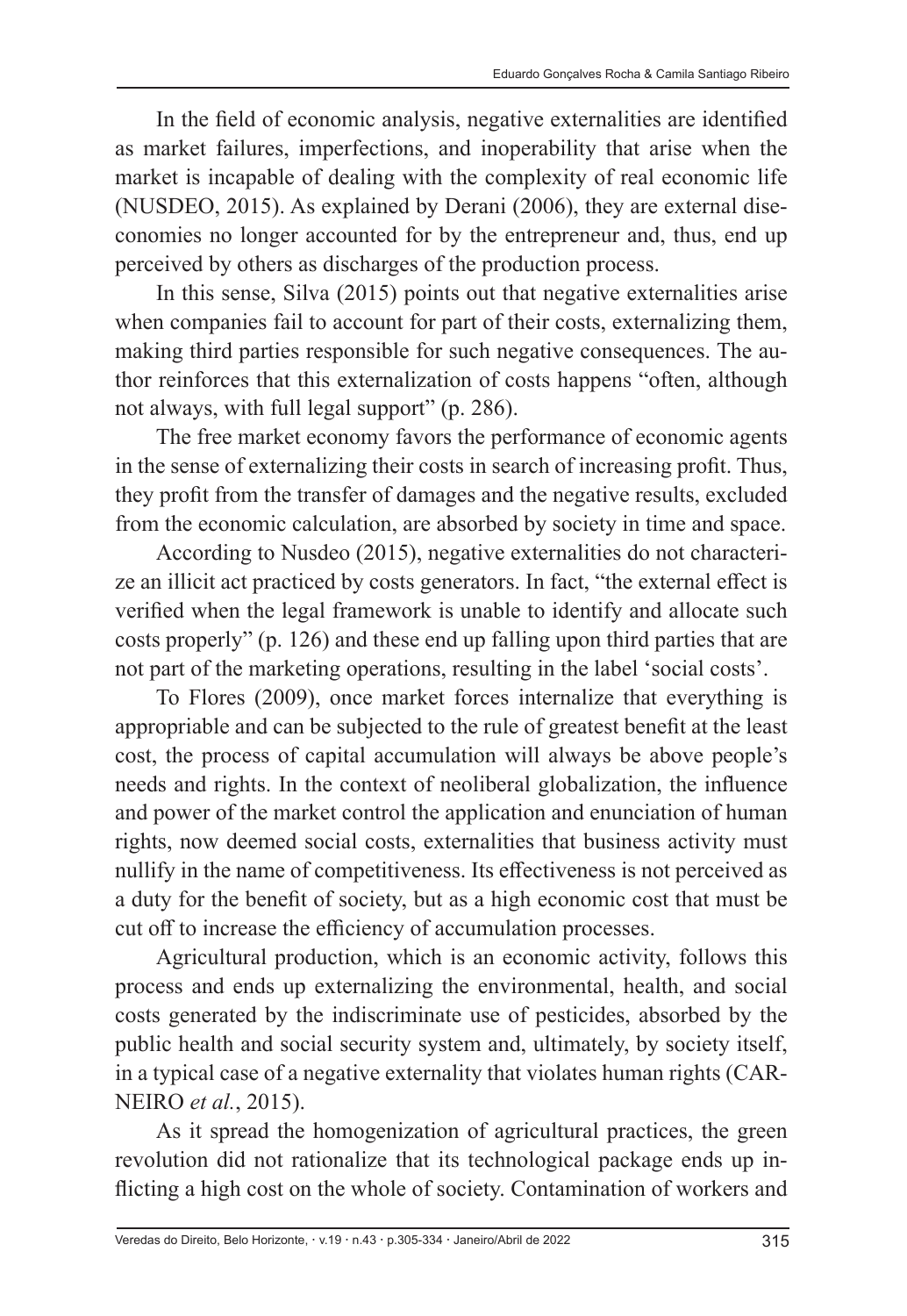In the field of economic analysis, negative externalities are identified as market failures, imperfections, and inoperability that arise when the market is incapable of dealing with the complexity of real economic life (NUSDEO, 2015). As explained by Derani (2006), they are external diseconomies no longer accounted for by the entrepreneur and, thus, end up perceived by others as discharges of the production process.

In this sense, Silva (2015) points out that negative externalities arise when companies fail to account for part of their costs, externalizing them, making third parties responsible for such negative consequences. The author reinforces that this externalization of costs happens "often, although not always, with full legal support" (p. 286).

The free market economy favors the performance of economic agents in the sense of externalizing their costs in search of increasing profit. Thus, they profit from the transfer of damages and the negative results, excluded from the economic calculation, are absorbed by society in time and space.

According to Nusdeo (2015), negative externalities do not characterize an illicit act practiced by costs generators. In fact, "the external effect is verified when the legal framework is unable to identify and allocate such costs properly" (p. 126) and these end up falling upon third parties that are not part of the marketing operations, resulting in the label 'social costs'.

To Flores (2009), once market forces internalize that everything is appropriable and can be subjected to the rule of greatest benefit at the least cost, the process of capital accumulation will always be above people's needs and rights. In the context of neoliberal globalization, the influence and power of the market control the application and enunciation of human rights, now deemed social costs, externalities that business activity must nullify in the name of competitiveness. Its effectiveness is not perceived as a duty for the benefit of society, but as a high economic cost that must be cut off to increase the efficiency of accumulation processes.

Agricultural production, which is an economic activity, follows this process and ends up externalizing the environmental, health, and social costs generated by the indiscriminate use of pesticides, absorbed by the public health and social security system and, ultimately, by society itself, in a typical case of a negative externality that violates human rights (CARNEIRO *et al.*, 2015).

As it spread the homogenization of agricultural practices, the green revolution did not rationalize that its technological package ends up inflicting a high cost on the whole of society. Contamination of workers and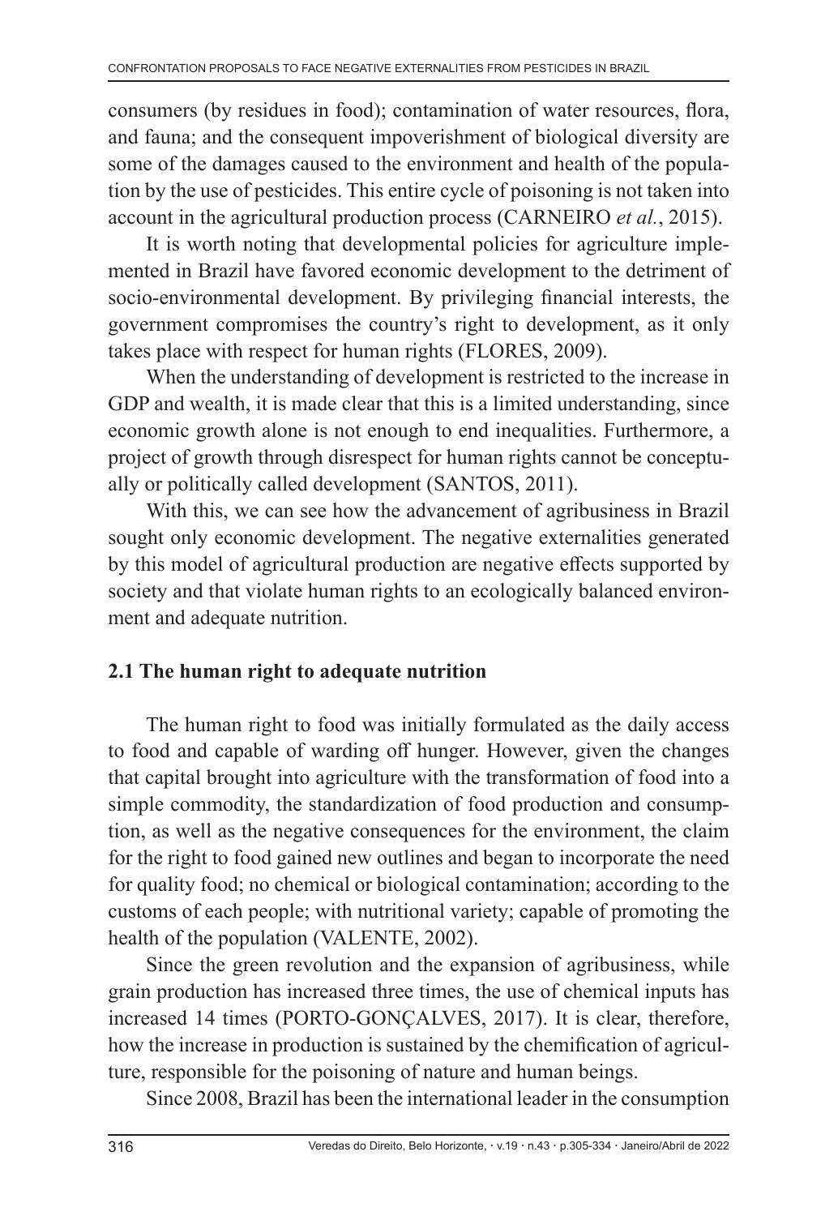consumers (by residues in food); contamination of water resources, flora, and fauna; and the consequent impoverishment of biological diversity are some of the damages caused to the environment and health of the population by the use of pesticides. This entire cycle of poisoning is not taken into account in the agricultural production process (CARNEIRO *et al.*, 2015).

It is worth noting that developmental policies for agriculture implemented in Brazil have favored economic development to the detriment of socio-environmental development. By privileging financial interests, the government compromises the country's right to development, as it only takes place with respect for human rights (FLORES, 2009).

When the understanding of development is restricted to the increase in GDP and wealth, it is made clear that this is a limited understanding, since economic growth alone is not enough to end inequalities. Furthermore, a project of growth through disrespect for human rights cannot be conceptually or politically called development (SANTOS, 2011).

With this, we can see how the advancement of agribusiness in Brazil sought only economic development. The negative externalities generated by this model of agricultural production are negative effects supported by society and that violate human rights to an ecologically balanced environment and adequate nutrition.

## 2.1 The human right to adequate nutrition

The human right to food was initially formulated as the daily access to food and capable of warding off hunger. However, given the changes that capital brought into agriculture with the transformation of food into a simple commodity, the standardization of food production and consumption, as well as the negative consequences for the environment, the claim for the right to food gained new outlines and began to incorporate the need for quality food; no chemical or biological contamination; according to the customs of each people; with nutritional variety; capable of promoting the health of the population (VALENTE, 2002).

Since the green revolution and the expansion of agribusiness, while grain production has increased three times, the use of chemical inputs has increased 14 times (PORTO-GONÇALVES, 2017). It is clear, therefore, how the increase in production is sustained by the chemification of agriculture, responsible for the poisoning of nature and human beings.

Since 2008, Brazil has been the international leader in the consumption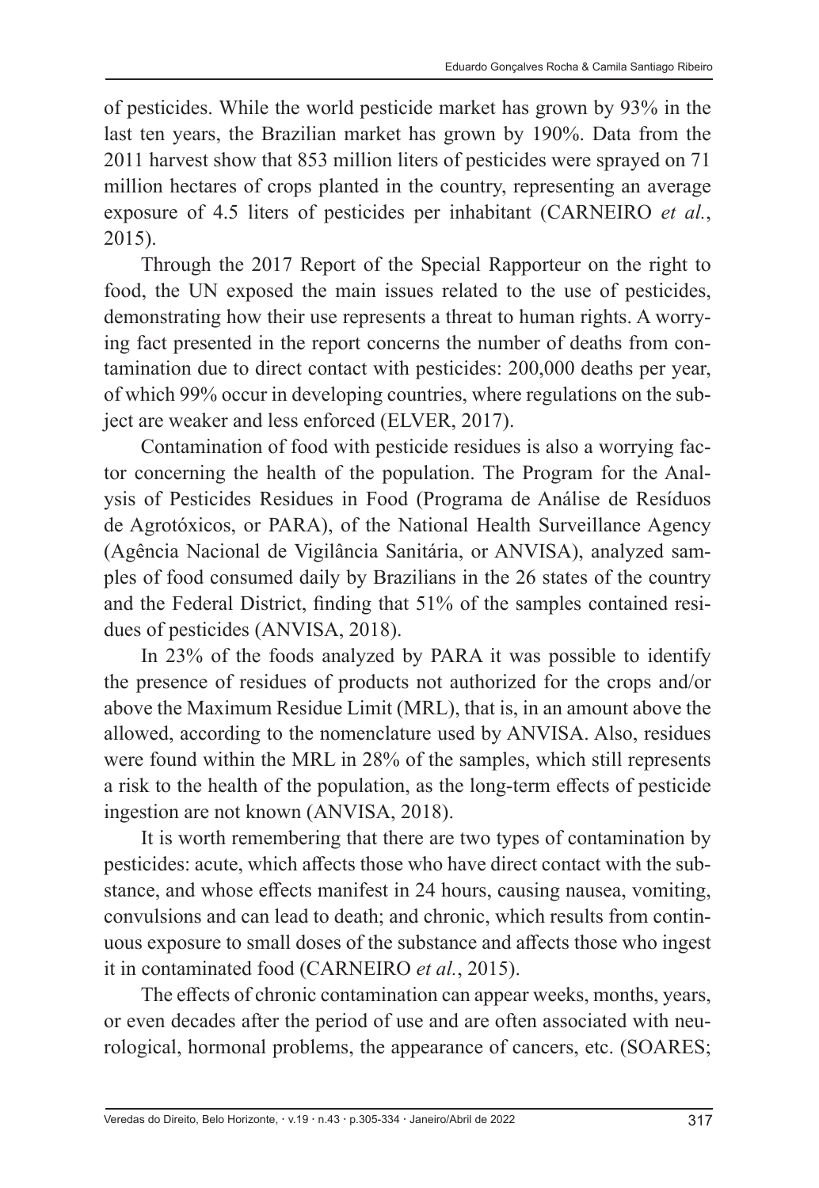of pesticides. While the world pesticide market has grown by 93% in the last ten years, the Brazilian market has grown by 190%. Data from the 2011 harvest show that 853 million liters of pesticides were sprayed on 71 million hectares of crops planted in the country, representing an average exposure of 4.5 liters of pesticides per inhabitant (CARNEIRO *et al.*, 2015).

Through the 2017 Report of the Special Rapporteur on the right to food, the UN exposed the main issues related to the use of pesticides, demonstrating how their use represents a threat to human rights. A worrying fact presented in the report concerns the number of deaths from contamination due to direct contact with pesticides: 200,000 deaths per year, of which 99% occur in developing countries, where regulations on the subject are weaker and less enforced (ELVER, 2017).

Contamination of food with pesticide residues is also a worrying factor concerning the health of the population. The Program for the Analysis of Pesticides Residues in Food (Programa de Análise de Resíduos de Agrotóxicos, or PARA), of the National Health Surveillance Agency (Agência Nacional de Vigilância Sanitária, or ANVISA), analyzed samples of food consumed daily by Brazilians in the 26 states of the country and the Federal District, finding that 51% of the samples contained residues of pesticides (ANVISA, 2018).

In 23% of the foods analyzed by PARA it was possible to identify the presence of residues of products not authorized for the crops and/or above the Maximum Residue Limit (MRL), that is, in an amount above the allowed, according to the nomenclature used by ANVISA. Also, residues were found within the MRL in 28% of the samples, which still represents a risk to the health of the population, as the long-term effects of pesticide ingestion are not known (ANVISA, 2018).

It is worth remembering that there are two types of contamination by pesticides: acute, which affects those who have direct contact with the substance, and whose effects manifest in 24 hours, causing nausea, vomiting, convulsions and can lead to death; and chronic, which results from continuous exposure to small doses of the substance and affects those who ingest it in contaminated food (CARNEIRO *et al.*, 2015).

The effects of chronic contamination can appear weeks, months, years, or even decades after the period of use and are often associated with neurological, hormonal problems, the appearance of cancers, etc. (SOARES;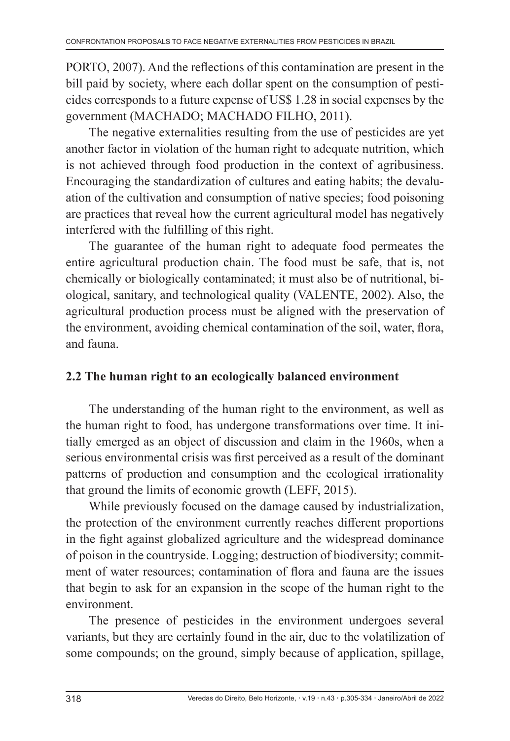PORTO, 2007). And the reflections of this contamination are present in the bill paid by society, where each dollar spent on the consumption of pesticides corresponds to a future expense of US$ 1.28 in social expenses by the government (MACHADO; MACHADO FILHO, 2011).

The negative externalities resulting from the use of pesticides are yet another factor in violation of the human right to adequate nutrition, which is not achieved through food production in the context of agribusiness. Encouraging the standardization of cultures and eating habits; the devaluation of the cultivation and consumption of native species; food poisoning are practices that reveal how the current agricultural model has negatively interfered with the fulfilling of this right.

The guarantee of the human right to adequate food permeates the entire agricultural production chain. The food must be safe, that is, not chemically or biologically contaminated; it must also be of nutritional, biological, sanitary, and technological quality (VALENTE, 2002). Also, the agricultural production process must be aligned with the preservation of the environment, avoiding chemical contamination of the soil, water, flora, and fauna.

## 2.2 The human right to an ecologically balanced environment

The understanding of the human right to the environment, as well as the human right to food, has undergone transformations over time. It initially emerged as an object of discussion and claim in the 1960s, when a serious environmental crisis was first perceived as a result of the dominant patterns of production and consumption and the ecological irrationality that ground the limits of economic growth (LEFF, 2015).

While previously focused on the damage caused by industrialization, the protection of the environment currently reaches different proportions in the fight against globalized agriculture and the widespread dominance of poison in the countryside. Logging; destruction of biodiversity; commitment of water resources; contamination of flora and fauna are the issues that begin to ask for an expansion in the scope of the human right to the environment.

The presence of pesticides in the environment undergoes several variants, but they are certainly found in the air, due to the volatilization of some compounds; on the ground, simply because of application, spillage,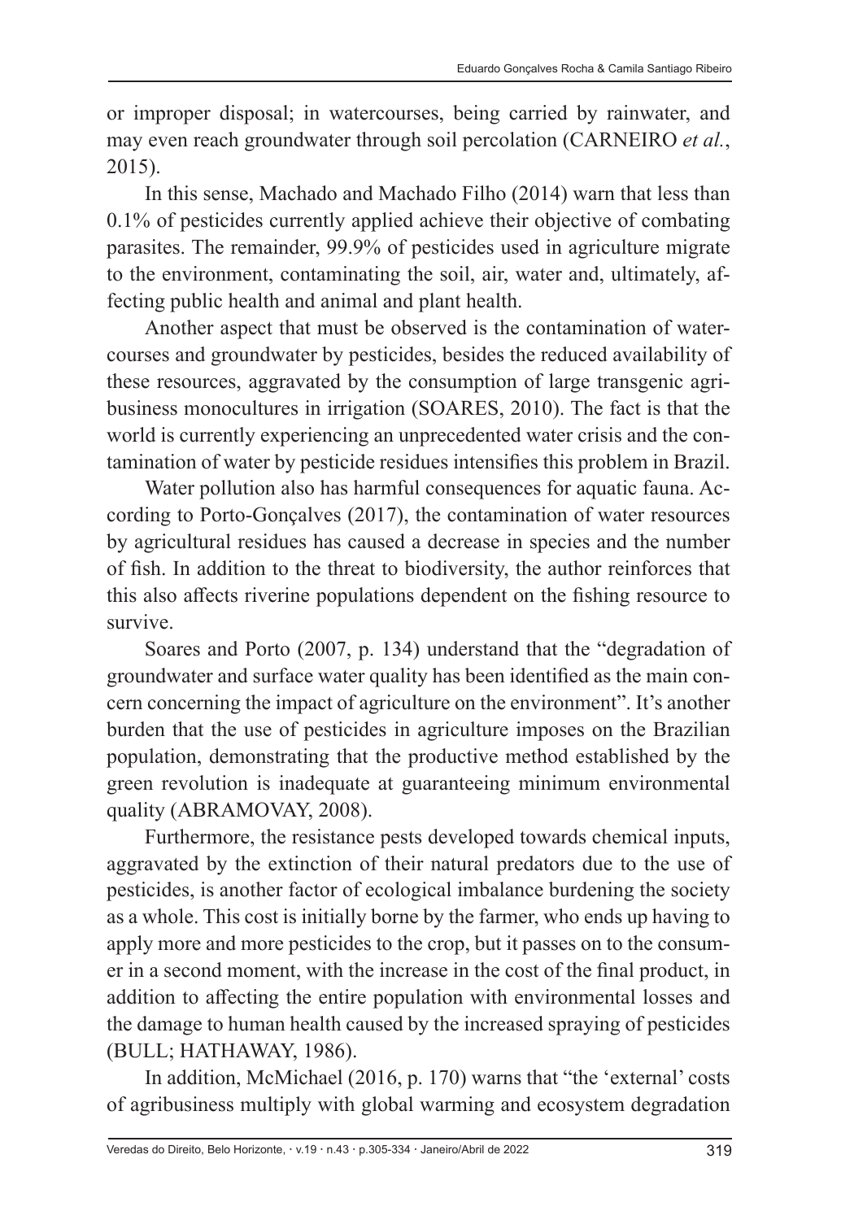or improper disposal; in watercourses, being carried by rainwater, and may even reach groundwater through soil percolation (CARNEIRO *et al.*, 2015).

In this sense, Machado and Machado Filho (2014) warn that less than 0.1% of pesticides currently applied achieve their objective of combating parasites. The remainder, 99.9% of pesticides used in agriculture migrate to the environment, contaminating the soil, air, water and, ultimately, affecting public health and animal and plant health.

Another aspect that must be observed is the contamination of watercourses and groundwater by pesticides, besides the reduced availability of these resources, aggravated by the consumption of large transgenic agribusiness monocultures in irrigation (SOARES, 2010). The fact is that the world is currently experiencing an unprecedented water crisis and the contamination of water by pesticide residues intensifies this problem in Brazil.

Water pollution also has harmful consequences for aquatic fauna. According to Porto-Gonçalves (2017), the contamination of water resources by agricultural residues has caused a decrease in species and the number of fish. In addition to the threat to biodiversity, the author reinforces that this also affects riverine populations dependent on the fishing resource to survive.

Soares and Porto (2007, p. 134) understand that the "degradation of groundwater and surface water quality has been identified as the main concern concerning the impact of agriculture on the environment". It's another burden that the use of pesticides in agriculture imposes on the Brazilian population, demonstrating that the productive method established by the green revolution is inadequate at guaranteeing minimum environmental quality (ABRAMOVAY, 2008).

Furthermore, the resistance pests developed towards chemical inputs, aggravated by the extinction of their natural predators due to the use of pesticides, is another factor of ecological imbalance burdening the society as a whole. This cost is initially borne by the farmer, who ends up having to apply more and more pesticides to the crop, but it passes on to the consumer in a second moment, with the increase in the cost of the final product, in addition to affecting the entire population with environmental losses and the damage to human health caused by the increased spraying of pesticides (BULL; HATHAWAY, 1986).

In addition, McMichael (2016, p. 170) warns that "the 'external' costs of agribusiness multiply with global warming and ecosystem degradation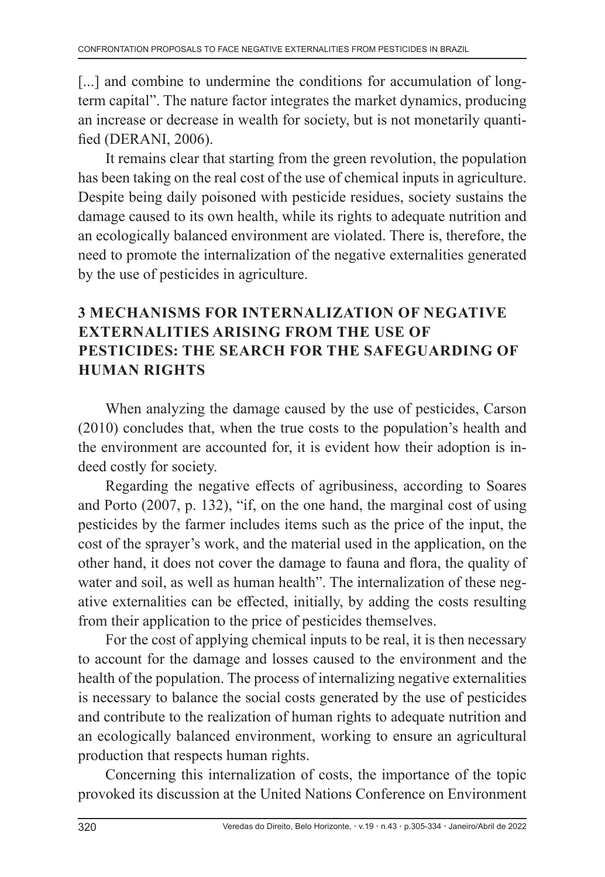[...] and combine to undermine the conditions for accumulation of long-term capital". The nature factor integrates the market dynamics, producing an increase or decrease in wealth for society, but is not monetarily quantified (DERANI, 2006).

It remains clear that starting from the green revolution, the population has been taking on the real cost of the use of chemical inputs in agriculture. Despite being daily poisoned with pesticide residues, society sustains the damage caused to its own health, while its rights to adequate nutrition and an ecologically balanced environment are violated. There is, therefore, the need to promote the internalization of the negative externalities generated by the use of pesticides in agriculture.

## 3 MECHANISMS FOR INTERNALIZATION OF NEGATIVE EXTERNALITIES ARISING FROM THE USE OF PESTICIDES: THE SEARCH FOR THE SAFEGUARDING OF HUMAN RIGHTS

When analyzing the damage caused by the use of pesticides, Carson (2010) concludes that, when the true costs to the population's health and the environment are accounted for, it is evident how their adoption is indeed costly for society.

Regarding the negative effects of agribusiness, according to Soares and Porto (2007, p. 132), "if, on the one hand, the marginal cost of using pesticides by the farmer includes items such as the price of the input, the cost of the sprayer's work, and the material used in the application, on the other hand, it does not cover the damage to fauna and flora, the quality of water and soil, as well as human health". The internalization of these negative externalities can be effected, initially, by adding the costs resulting from their application to the price of pesticides themselves.

For the cost of applying chemical inputs to be real, it is then necessary to account for the damage and losses caused to the environment and the health of the population. The process of internalizing negative externalities is necessary to balance the social costs generated by the use of pesticides and contribute to the realization of human rights to adequate nutrition and an ecologically balanced environment, working to ensure an agricultural production that respects human rights.

Concerning this internalization of costs, the importance of the topic provoked its discussion at the United Nations Conference on Environment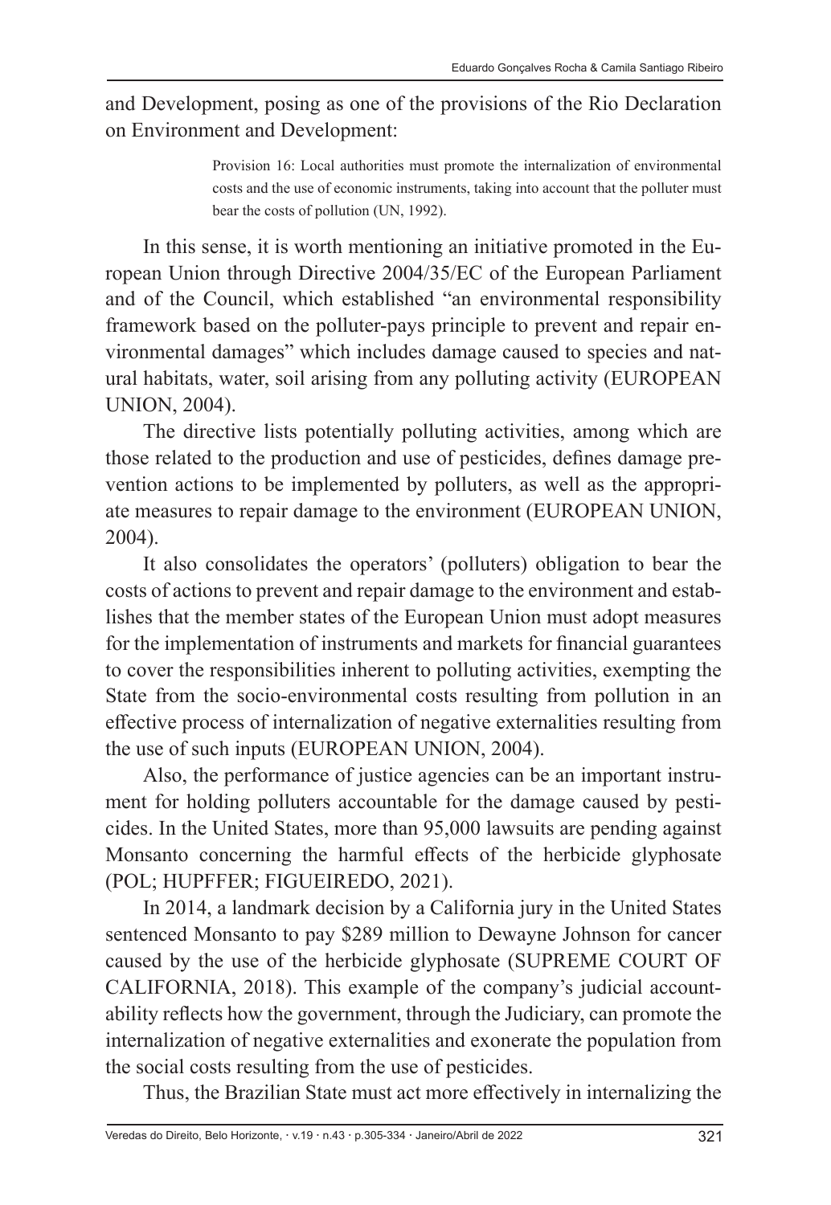and Development, posing as one of the provisions of the Rio Declaration on Environment and Development:

> Provision 16: Local authorities must promote the internalization of environmental costs and the use of economic instruments, taking into account that the polluter must bear the costs of pollution (UN, 1992).

In this sense, it is worth mentioning an initiative promoted in the European Union through Directive 2004/35/EC of the European Parliament and of the Council, which established "an environmental responsibility framework based on the polluter-pays principle to prevent and repair environmental damages" which includes damage caused to species and natural habitats, water, soil arising from any polluting activity (EUROPEAN UNION, 2004).

The directive lists potentially polluting activities, among which are those related to the production and use of pesticides, defines damage prevention actions to be implemented by polluters, as well as the appropriate measures to repair damage to the environment (EUROPEAN UNION, 2004).

It also consolidates the operators' (polluters) obligation to bear the costs of actions to prevent and repair damage to the environment and establishes that the member states of the European Union must adopt measures for the implementation of instruments and markets for financial guarantees to cover the responsibilities inherent to polluting activities, exempting the State from the socio-environmental costs resulting from pollution in an effective process of internalization of negative externalities resulting from the use of such inputs (EUROPEAN UNION, 2004).

Also, the performance of justice agencies can be an important instrument for holding polluters accountable for the damage caused by pesticides. In the United States, more than 95,000 lawsuits are pending against Monsanto concerning the harmful effects of the herbicide glyphosate (POL; HUPFFER; FIGUEIREDO, 2021).

In 2014, a landmark decision by a California jury in the United States sentenced Monsanto to pay $289 million to Dewayne Johnson for cancer caused by the use of the herbicide glyphosate (SUPREME COURT OF CALIFORNIA, 2018). This example of the company's judicial accountability reflects how the government, through the Judiciary, can promote the internalization of negative externalities and exonerate the population from the social costs resulting from the use of pesticides.

Thus, the Brazilian State must act more effectively in internalizing the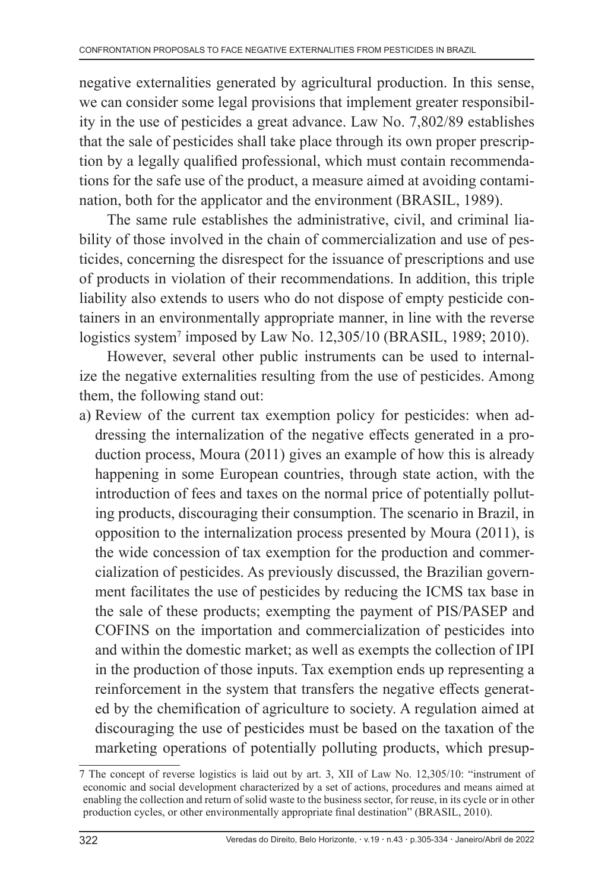negative externalities generated by agricultural production. In this sense, we can consider some legal provisions that implement greater responsibility in the use of pesticides a great advance. Law No. 7,802/89 establishes that the sale of pesticides shall take place through its own proper prescription by a legally qualified professional, which must contain recommendations for the safe use of the product, a measure aimed at avoiding contamination, both for the applicator and the environment (BRASIL, 1989).

The same rule establishes the administrative, civil, and criminal liability of those involved in the chain of commercialization and use of pesticides, concerning the disrespect for the issuance of prescriptions and use of products in violation of their recommendations. In addition, this triple liability also extends to users who do not dispose of empty pesticide containers in an environmentally appropriate manner, in line with the reverse logistics system[7] imposed by Law No. 12,305/10 (BRASIL, 1989; 2010).

However, several other public instruments can be used to internalize the negative externalities resulting from the use of pesticides. Among them, the following stand out:

a) Review of the current tax exemption policy for pesticides: when addressing the internalization of the negative effects generated in a production process, Moura (2011) gives an example of how this is already happening in some European countries, through state action, with the introduction of fees and taxes on the normal price of potentially polluting products, discouraging their consumption. The scenario in Brazil, in opposition to the internalization process presented by Moura (2011), is the wide concession of tax exemption for the production and commercialization of pesticides. As previously discussed, the Brazilian government facilitates the use of pesticides by reducing the ICMS tax base in the sale of these products; exempting the payment of PIS/PASEP and COFINS on the importation and commercialization of pesticides into and within the domestic market; as well as exempts the collection of IPI in the production of those inputs. Tax exemption ends up representing a reinforcement in the system that transfers the negative effects generated by the chemification of agriculture to society. A regulation aimed at discouraging the use of pesticides must be based on the taxation of the marketing operations of potentially polluting products, which presup-

---

7 The concept of reverse logistics is laid out by art. 3, XII of Law No. 12,305/10: "instrument of economic and social development characterized by a set of actions, procedures and means aimed at enabling the collection and return of solid waste to the business sector, for reuse, in its cycle or in other production cycles, or other environmentally appropriate final destination" (BRASIL, 2010).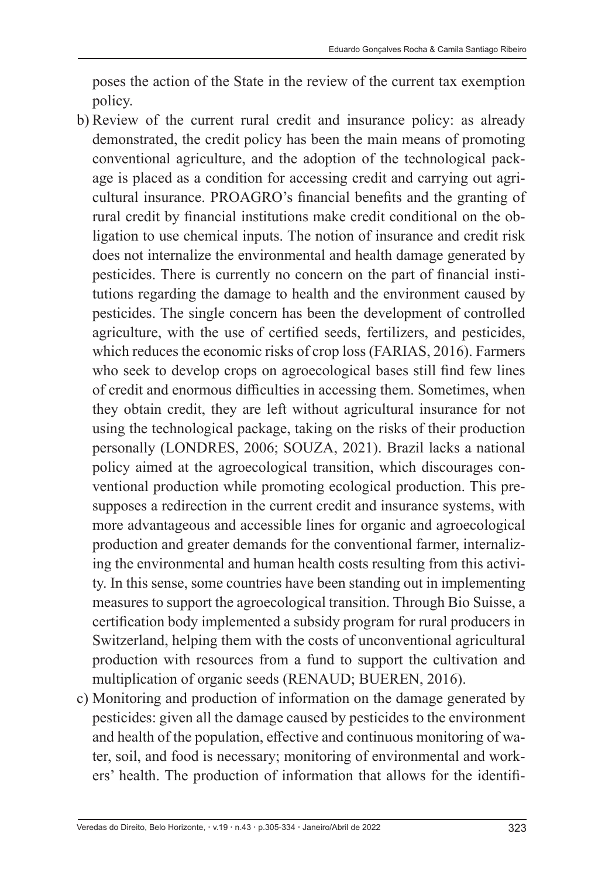poses the action of the State in the review of the current tax exemption policy.

b) Review of the current rural credit and insurance policy: as already demonstrated, the credit policy has been the main means of promoting conventional agriculture, and the adoption of the technological package is placed as a condition for accessing credit and carrying out agricultural insurance. PROAGRO's financial benefits and the granting of rural credit by financial institutions make credit conditional on the obligation to use chemical inputs. The notion of insurance and credit risk does not internalize the environmental and health damage generated by pesticides. There is currently no concern on the part of financial institutions regarding the damage to health and the environment caused by pesticides. The single concern has been the development of controlled agriculture, with the use of certified seeds, fertilizers, and pesticides, which reduces the economic risks of crop loss (FARIAS, 2016). Farmers who seek to develop crops on agroecological bases still find few lines of credit and enormous difficulties in accessing them. Sometimes, when they obtain credit, they are left without agricultural insurance for not using the technological package, taking on the risks of their production personally (LONDRES, 2006; SOUZA, 2021). Brazil lacks a national policy aimed at the agroecological transition, which discourages conventional production while promoting ecological production. This presupposes a redirection in the current credit and insurance systems, with more advantageous and accessible lines for organic and agroecological production and greater demands for the conventional farmer, internalizing the environmental and human health costs resulting from this activity. In this sense, some countries have been standing out in implementing measures to support the agroecological transition. Through Bio Suisse, a certification body implemented a subsidy program for rural producers in Switzerland, helping them with the costs of unconventional agricultural production with resources from a fund to support the cultivation and multiplication of organic seeds (RENAUD; BUEREN, 2016).

c) Monitoring and production of information on the damage generated by pesticides: given all the damage caused by pesticides to the environment and health of the population, effective and continuous monitoring of water, soil, and food is necessary; monitoring of environmental and workers' health. The production of information that allows for the identifi-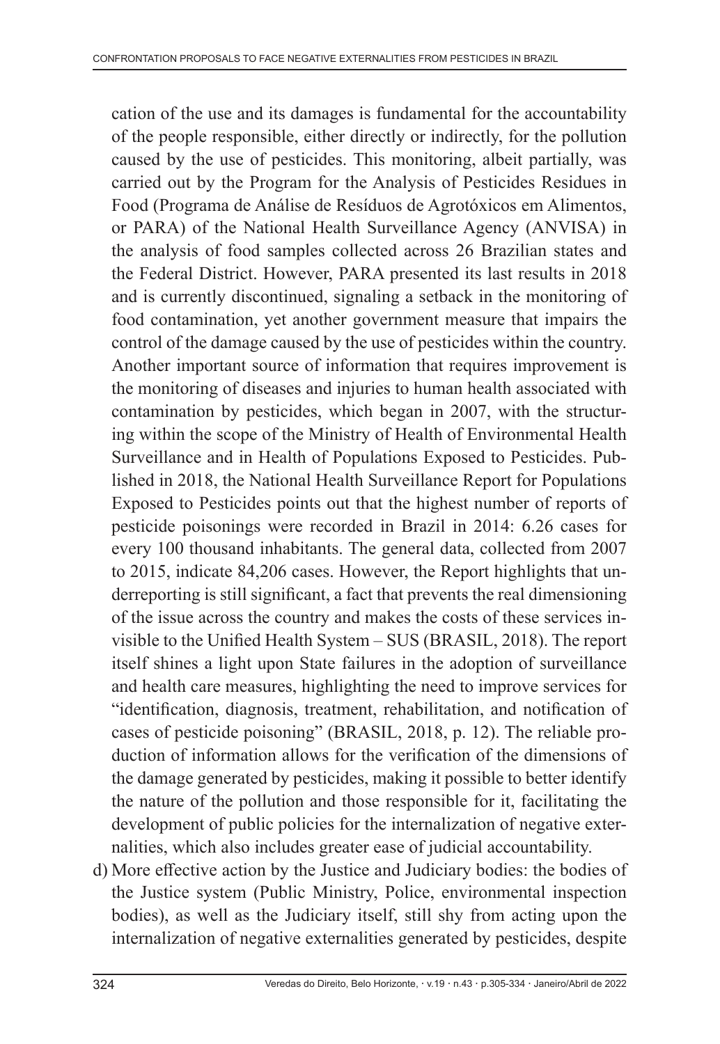cation of the use and its damages is fundamental for the accountability of the people responsible, either directly or indirectly, for the pollution caused by the use of pesticides. This monitoring, albeit partially, was carried out by the Program for the Analysis of Pesticides Residues in Food (Programa de Análise de Resíduos de Agrotóxicos em Alimentos, or PARA) of the National Health Surveillance Agency (ANVISA) in the analysis of food samples collected across 26 Brazilian states and the Federal District. However, PARA presented its last results in 2018 and is currently discontinued, signaling a setback in the monitoring of food contamination, yet another government measure that impairs the control of the damage caused by the use of pesticides within the country. Another important source of information that requires improvement is the monitoring of diseases and injuries to human health associated with contamination by pesticides, which began in 2007, with the structuring within the scope of the Ministry of Health of Environmental Health Surveillance and in Health of Populations Exposed to Pesticides. Published in 2018, the National Health Surveillance Report for Populations Exposed to Pesticides points out that the highest number of reports of pesticide poisonings were recorded in Brazil in 2014: 6.26 cases for every 100 thousand inhabitants. The general data, collected from 2007 to 2015, indicate 84,206 cases. However, the Report highlights that underreporting is still significant, a fact that prevents the real dimensioning of the issue across the country and makes the costs of these services invisible to the Unified Health System – SUS (BRASIL, 2018). The report itself shines a light upon State failures in the adoption of surveillance and health care measures, highlighting the need to improve services for "identification, diagnosis, treatment, rehabilitation, and notification of cases of pesticide poisoning" (BRASIL, 2018, p. 12). The reliable production of information allows for the verification of the dimensions of the damage generated by pesticides, making it possible to better identify the nature of the pollution and those responsible for it, facilitating the development of public policies for the internalization of negative externalities, which also includes greater ease of judicial accountability.

d) More effective action by the Justice and Judiciary bodies: the bodies of the Justice system (Public Ministry, Police, environmental inspection bodies), as well as the Judiciary itself, still shy from acting upon the internalization of negative externalities generated by pesticides, despite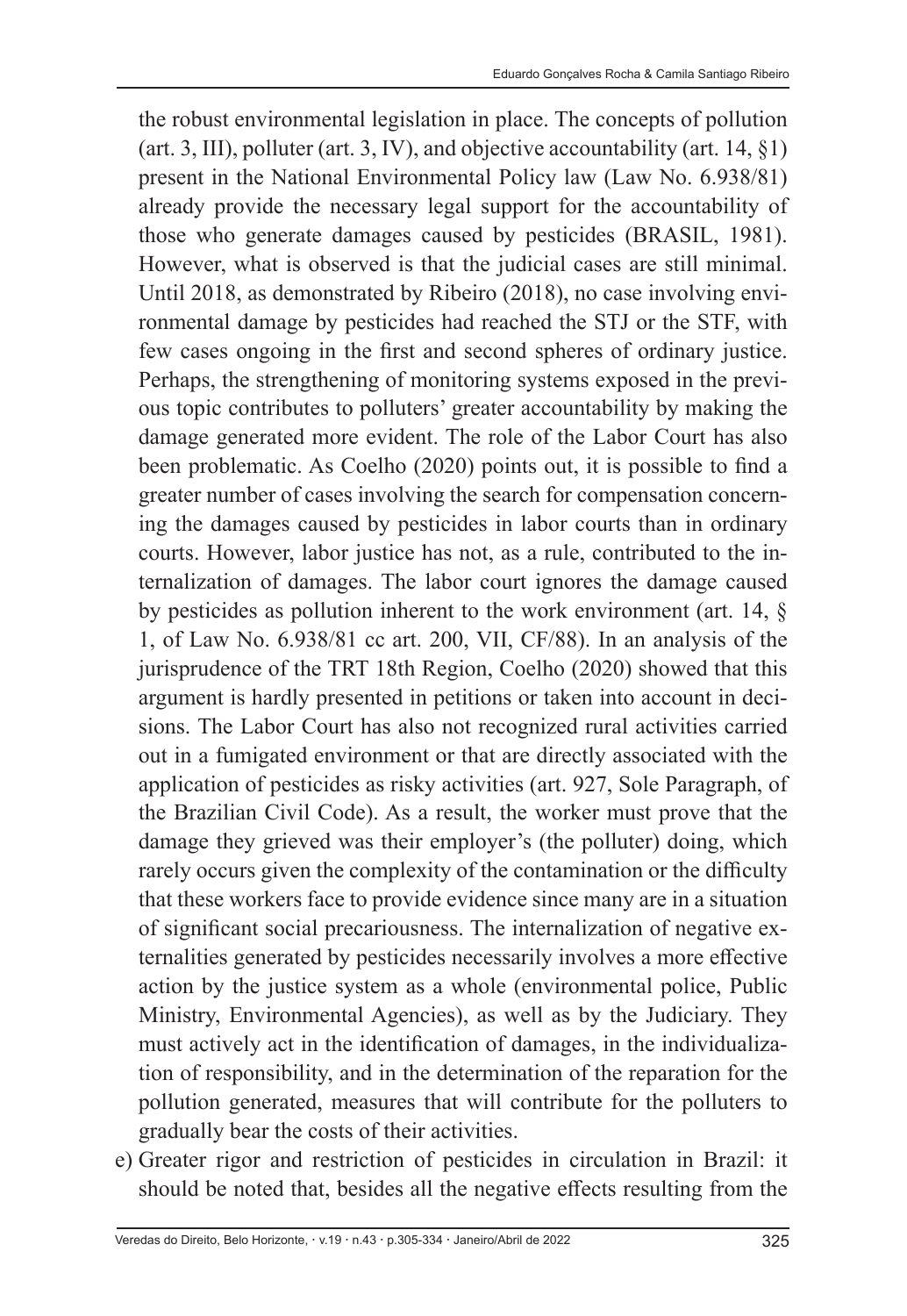the robust environmental legislation in place. The concepts of pollution (art. 3, III), polluter (art. 3, IV), and objective accountability (art. 14, §1) present in the National Environmental Policy law (Law No. 6.938/81) already provide the necessary legal support for the accountability of those who generate damages caused by pesticides (BRASIL, 1981). However, what is observed is that the judicial cases are still minimal. Until 2018, as demonstrated by Ribeiro (2018), no case involving environmental damage by pesticides had reached the STJ or the STF, with few cases ongoing in the first and second spheres of ordinary justice. Perhaps, the strengthening of monitoring systems exposed in the previous topic contributes to polluters' greater accountability by making the damage generated more evident. The role of the Labor Court has also been problematic. As Coelho (2020) points out, it is possible to find a greater number of cases involving the search for compensation concerning the damages caused by pesticides in labor courts than in ordinary courts. However, labor justice has not, as a rule, contributed to the internalization of damages. The labor court ignores the damage caused by pesticides as pollution inherent to the work environment (art. 14, § 1, of Law No. 6.938/81 cc art. 200, VII, CF/88). In an analysis of the jurisprudence of the TRT 18th Region, Coelho (2020) showed that this argument is hardly presented in petitions or taken into account in decisions. The Labor Court has also not recognized rural activities carried out in a fumigated environment or that are directly associated with the application of pesticides as risky activities (art. 927, Sole Paragraph, of the Brazilian Civil Code). As a result, the worker must prove that the damage they grieved was their employer's (the polluter) doing, which rarely occurs given the complexity of the contamination or the difficulty that these workers face to provide evidence since many are in a situation of significant social precariousness. The internalization of negative externalities generated by pesticides necessarily involves a more effective action by the justice system as a whole (environmental police, Public Ministry, Environmental Agencies), as well as by the Judiciary. They must actively act in the identification of damages, in the individualization of responsibility, and in the determination of the reparation for the pollution generated, measures that will contribute for the polluters to gradually bear the costs of their activities.

e) Greater rigor and restriction of pesticides in circulation in Brazil: it should be noted that, besides all the negative effects resulting from the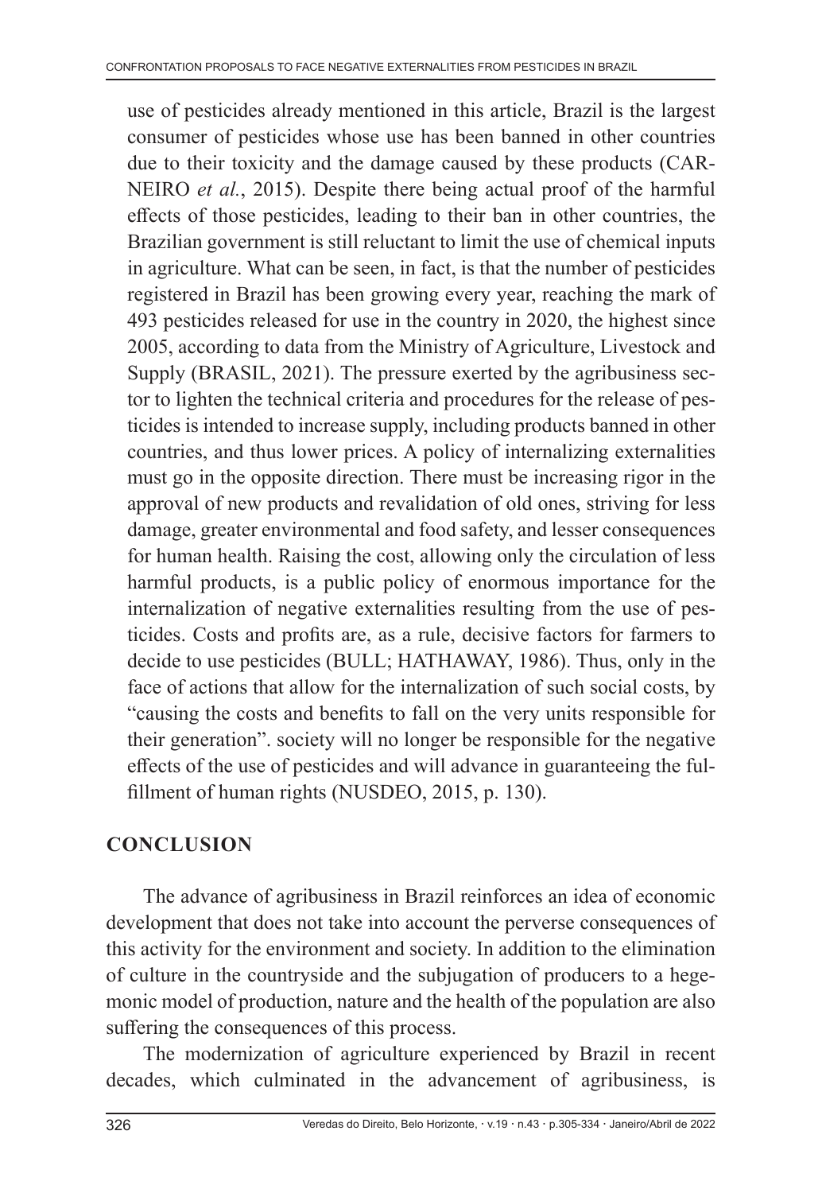use of pesticides already mentioned in this article, Brazil is the largest consumer of pesticides whose use has been banned in other countries due to their toxicity and the damage caused by these products (CARNEIRO *et al.*, 2015). Despite there being actual proof of the harmful effects of those pesticides, leading to their ban in other countries, the Brazilian government is still reluctant to limit the use of chemical inputs in agriculture. What can be seen, in fact, is that the number of pesticides registered in Brazil has been growing every year, reaching the mark of 493 pesticides released for use in the country in 2020, the highest since 2005, according to data from the Ministry of Agriculture, Livestock and Supply (BRASIL, 2021). The pressure exerted by the agribusiness sector to lighten the technical criteria and procedures for the release of pesticides is intended to increase supply, including products banned in other countries, and thus lower prices. A policy of internalizing externalities must go in the opposite direction. There must be increasing rigor in the approval of new products and revalidation of old ones, striving for less damage, greater environmental and food safety, and lesser consequences for human health. Raising the cost, allowing only the circulation of less harmful products, is a public policy of enormous importance for the internalization of negative externalities resulting from the use of pesticides. Costs and profits are, as a rule, decisive factors for farmers to decide to use pesticides (BULL; HATHAWAY, 1986). Thus, only in the face of actions that allow for the internalization of such social costs, by "causing the costs and benefits to fall on the very units responsible for their generation". society will no longer be responsible for the negative effects of the use of pesticides and will advance in guaranteeing the fulfillment of human rights (NUSDEO, 2015, p. 130).

## CONCLUSION

The advance of agribusiness in Brazil reinforces an idea of economic development that does not take into account the perverse consequences of this activity for the environment and society. In addition to the elimination of culture in the countryside and the subjugation of producers to a hegemonic model of production, nature and the health of the population are also suffering the consequences of this process.

The modernization of agriculture experienced by Brazil in recent decades, which culminated in the advancement of agribusiness, is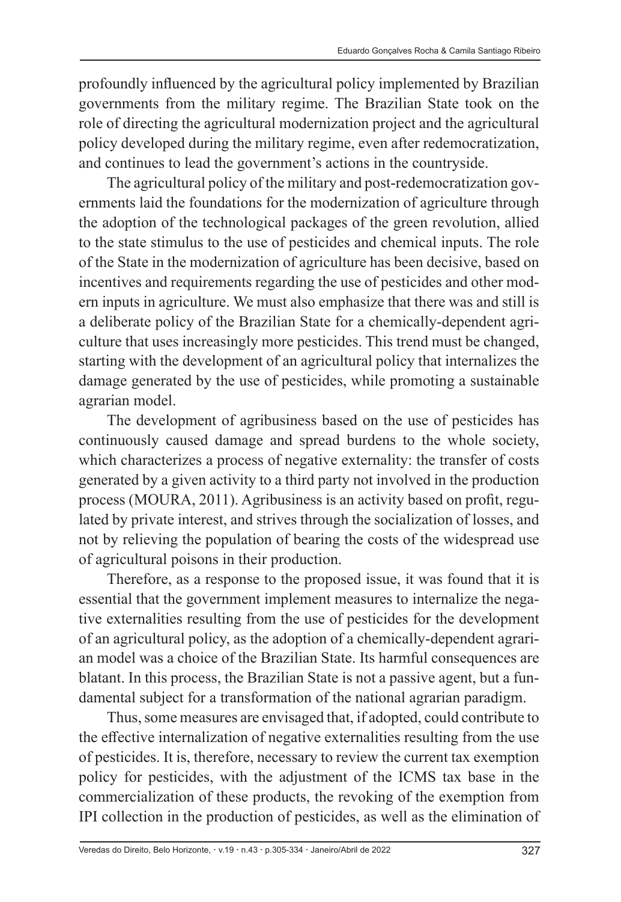profoundly influenced by the agricultural policy implemented by Brazilian governments from the military regime. The Brazilian State took on the role of directing the agricultural modernization project and the agricultural policy developed during the military regime, even after redemocratization, and continues to lead the government's actions in the countryside.

The agricultural policy of the military and post-redemocratization governments laid the foundations for the modernization of agriculture through the adoption of the technological packages of the green revolution, allied to the state stimulus to the use of pesticides and chemical inputs. The role of the State in the modernization of agriculture has been decisive, based on incentives and requirements regarding the use of pesticides and other modern inputs in agriculture. We must also emphasize that there was and still is a deliberate policy of the Brazilian State for a chemically-dependent agriculture that uses increasingly more pesticides. This trend must be changed, starting with the development of an agricultural policy that internalizes the damage generated by the use of pesticides, while promoting a sustainable agrarian model.

The development of agribusiness based on the use of pesticides has continuously caused damage and spread burdens to the whole society, which characterizes a process of negative externality: the transfer of costs generated by a given activity to a third party not involved in the production process (MOURA, 2011). Agribusiness is an activity based on profit, regulated by private interest, and strives through the socialization of losses, and not by relieving the population of bearing the costs of the widespread use of agricultural poisons in their production.

Therefore, as a response to the proposed issue, it was found that it is essential that the government implement measures to internalize the negative externalities resulting from the use of pesticides for the development of an agricultural policy, as the adoption of a chemically-dependent agrarian model was a choice of the Brazilian State. Its harmful consequences are blatant. In this process, the Brazilian State is not a passive agent, but a fundamental subject for a transformation of the national agrarian paradigm.

Thus, some measures are envisaged that, if adopted, could contribute to the effective internalization of negative externalities resulting from the use of pesticides. It is, therefore, necessary to review the current tax exemption policy for pesticides, with the adjustment of the ICMS tax base in the commercialization of these products, the revoking of the exemption from IPI collection in the production of pesticides, as well as the elimination of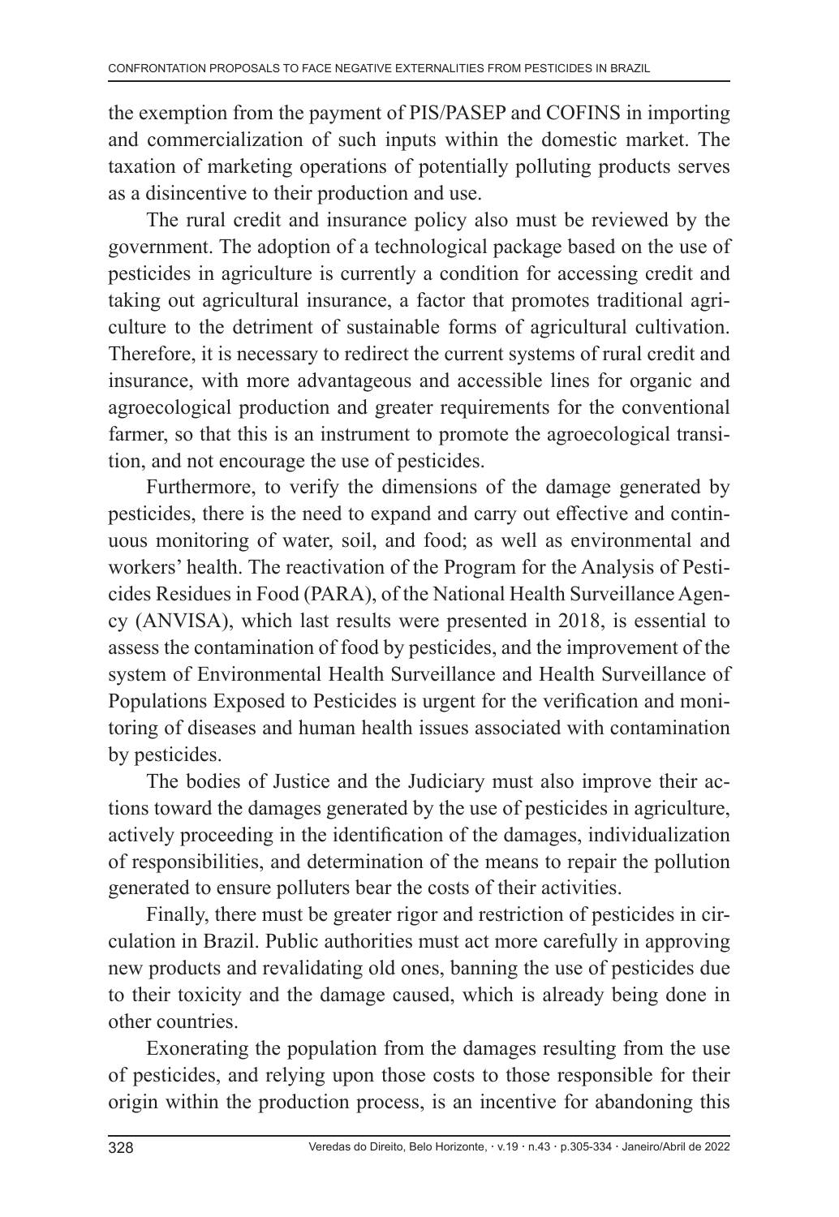the exemption from the payment of PIS/PASEP and COFINS in importing and commercialization of such inputs within the domestic market. The taxation of marketing operations of potentially polluting products serves as a disincentive to their production and use.

The rural credit and insurance policy also must be reviewed by the government. The adoption of a technological package based on the use of pesticides in agriculture is currently a condition for accessing credit and taking out agricultural insurance, a factor that promotes traditional agriculture to the detriment of sustainable forms of agricultural cultivation. Therefore, it is necessary to redirect the current systems of rural credit and insurance, with more advantageous and accessible lines for organic and agroecological production and greater requirements for the conventional farmer, so that this is an instrument to promote the agroecological transition, and not encourage the use of pesticides.

Furthermore, to verify the dimensions of the damage generated by pesticides, there is the need to expand and carry out effective and continuous monitoring of water, soil, and food; as well as environmental and workers' health. The reactivation of the Program for the Analysis of Pesticides Residues in Food (PARA), of the National Health Surveillance Agency (ANVISA), which last results were presented in 2018, is essential to assess the contamination of food by pesticides, and the improvement of the system of Environmental Health Surveillance and Health Surveillance of Populations Exposed to Pesticides is urgent for the verification and monitoring of diseases and human health issues associated with contamination by pesticides.

The bodies of Justice and the Judiciary must also improve their actions toward the damages generated by the use of pesticides in agriculture, actively proceeding in the identification of the damages, individualization of responsibilities, and determination of the means to repair the pollution generated to ensure polluters bear the costs of their activities.

Finally, there must be greater rigor and restriction of pesticides in circulation in Brazil. Public authorities must act more carefully in approving new products and revalidating old ones, banning the use of pesticides due to their toxicity and the damage caused, which is already being done in other countries.

Exonerating the population from the damages resulting from the use of pesticides, and relying upon those costs to those responsible for their origin within the production process, is an incentive for abandoning this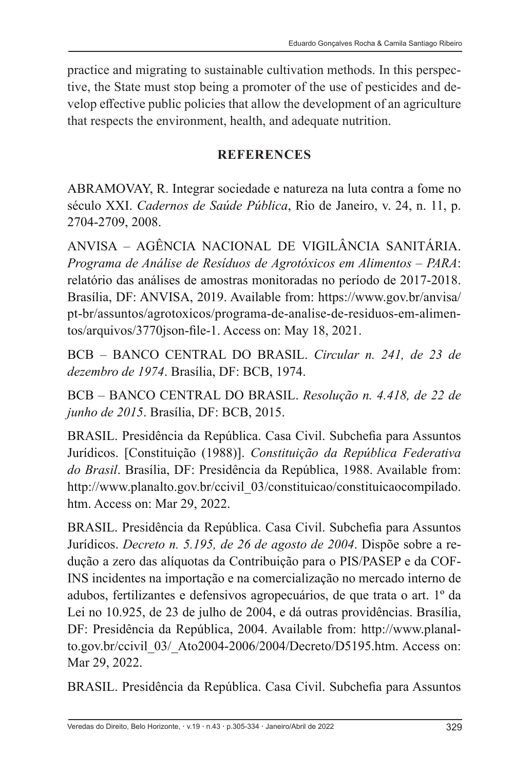practice and migrating to sustainable cultivation methods. In this perspective, the State must stop being a promoter of the use of pesticides and develop effective public policies that allow the development of an agriculture that respects the environment, health, and adequate nutrition.

## REFERENCES

ABRAMOVAY, R. Integrar sociedade e natureza na luta contra a fome no século XXI. *Cadernos de Saúde Pública*, Rio de Janeiro, v. 24, n. 11, p. 2704-2709, 2008.

ANVISA – AGÊNCIA NACIONAL DE VIGILÂNCIA SANITÁRIA. *Programa de Análise de Resíduos de Agrotóxicos em Alimentos – PARA*: relatório das análises de amostras monitoradas no período de 2017-2018. Brasília, DF: ANVISA, 2019. Available from: https://www.gov.br/anvisa/pt-br/assuntos/agrotoxicos/programa-de-analise-de-residuos-em-alimentos/arquivos/3770json-file-1. Access on: May 18, 2021.

BCB – BANCO CENTRAL DO BRASIL. *Circular n. 241, de 23 de dezembro de 1974*. Brasília, DF: BCB, 1974.

BCB – BANCO CENTRAL DO BRASIL. *Resolução n. 4.418, de 22 de junho de 2015*. Brasília, DF: BCB, 2015.

BRASIL. Presidência da República. Casa Civil. Subchefia para Assuntos Jurídicos. [Constituição (1988)]. *Constituição da República Federativa do Brasil*. Brasília, DF: Presidência da República, 1988. Available from: http://www.planalto.gov.br/ccivil_03/constituicao/constituicaocompilado.htm. Access on: Mar 29, 2022.

BRASIL. Presidência da República. Casa Civil. Subchefia para Assuntos Jurídicos. *Decreto n. 5.195, de 26 de agosto de 2004*. Dispõe sobre a redução a zero das alíquotas da Contribuição para o PIS/PASEP e da COFINS incidentes na importação e na comercialização no mercado interno de adubos, fertilizantes e defensivos agropecuários, de que trata o art. 1º da Lei no 10.925, de 23 de julho de 2004, e dá outras providências. Brasília, DF: Presidência da República, 2004. Available from: http://www.planalto.gov.br/ccivil_03/_Ato2004-2006/2004/Decreto/D5195.htm. Access on: Mar 29, 2022.

BRASIL. Presidência da República. Casa Civil. Subchefia para Assuntos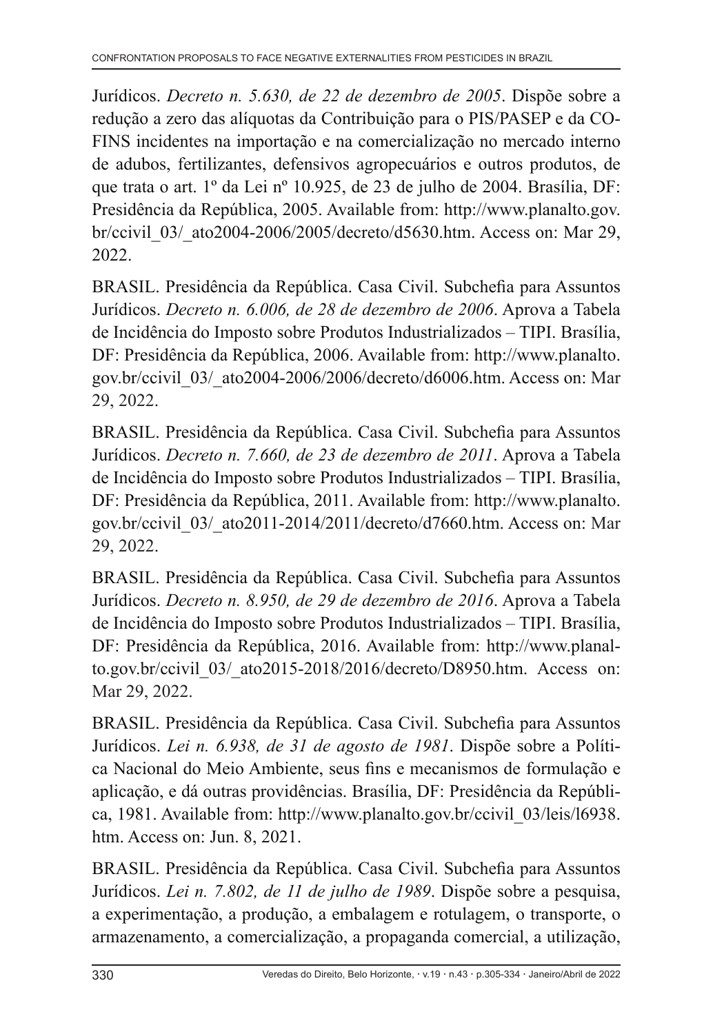Jurídicos. *Decreto n. 5.630, de 22 de dezembro de 2005*. Dispõe sobre a redução a zero das alíquotas da Contribuição para o PIS/PASEP e da COFINS incidentes na importação e na comercialização no mercado interno de adubos, fertilizantes, defensivos agropecuários e outros produtos, de que trata o art. 1º da Lei nº 10.925, de 23 de julho de 2004. Brasília, DF: Presidência da República, 2005. Available from: http://www.planalto.gov.br/ccivil_03/_ato2004-2006/2005/decreto/d5630.htm. Access on: Mar 29, 2022.

BRASIL. Presidência da República. Casa Civil. Subchefia para Assuntos Jurídicos. *Decreto n. 6.006, de 28 de dezembro de 2006*. Aprova a Tabela de Incidência do Imposto sobre Produtos Industrializados – TIPI. Brasília, DF: Presidência da República, 2006. Available from: http://www.planalto.gov.br/ccivil_03/_ato2004-2006/2006/decreto/d6006.htm. Access on: Mar 29, 2022.

BRASIL. Presidência da República. Casa Civil. Subchefia para Assuntos Jurídicos. *Decreto n. 7.660, de 23 de dezembro de 2011*. Aprova a Tabela de Incidência do Imposto sobre Produtos Industrializados – TIPI. Brasília, DF: Presidência da República, 2011. Available from: http://www.planalto.gov.br/ccivil_03/_ato2011-2014/2011/decreto/d7660.htm. Access on: Mar 29, 2022.

BRASIL. Presidência da República. Casa Civil. Subchefia para Assuntos Jurídicos. *Decreto n. 8.950, de 29 de dezembro de 2016*. Aprova a Tabela de Incidência do Imposto sobre Produtos Industrializados – TIPI. Brasília, DF: Presidência da República, 2016. Available from: http://www.planalto.gov.br/ccivil_03/_ato2015-2018/2016/decreto/D8950.htm. Access on: Mar 29, 2022.

BRASIL. Presidência da República. Casa Civil. Subchefia para Assuntos Jurídicos. *Lei n. 6.938, de 31 de agosto de 1981*. Dispõe sobre a Política Nacional do Meio Ambiente, seus fins e mecanismos de formulação e aplicação, e dá outras providências. Brasília, DF: Presidência da República, 1981. Available from: http://www.planalto.gov.br/ccivil_03/leis/l6938.htm. Access on: Jun. 8, 2021.

BRASIL. Presidência da República. Casa Civil. Subchefia para Assuntos Jurídicos. *Lei n. 7.802, de 11 de julho de 1989*. Dispõe sobre a pesquisa, a experimentação, a produção, a embalagem e rotulagem, o transporte, o armazenamento, a comercialização, a propaganda comercial, a utilização,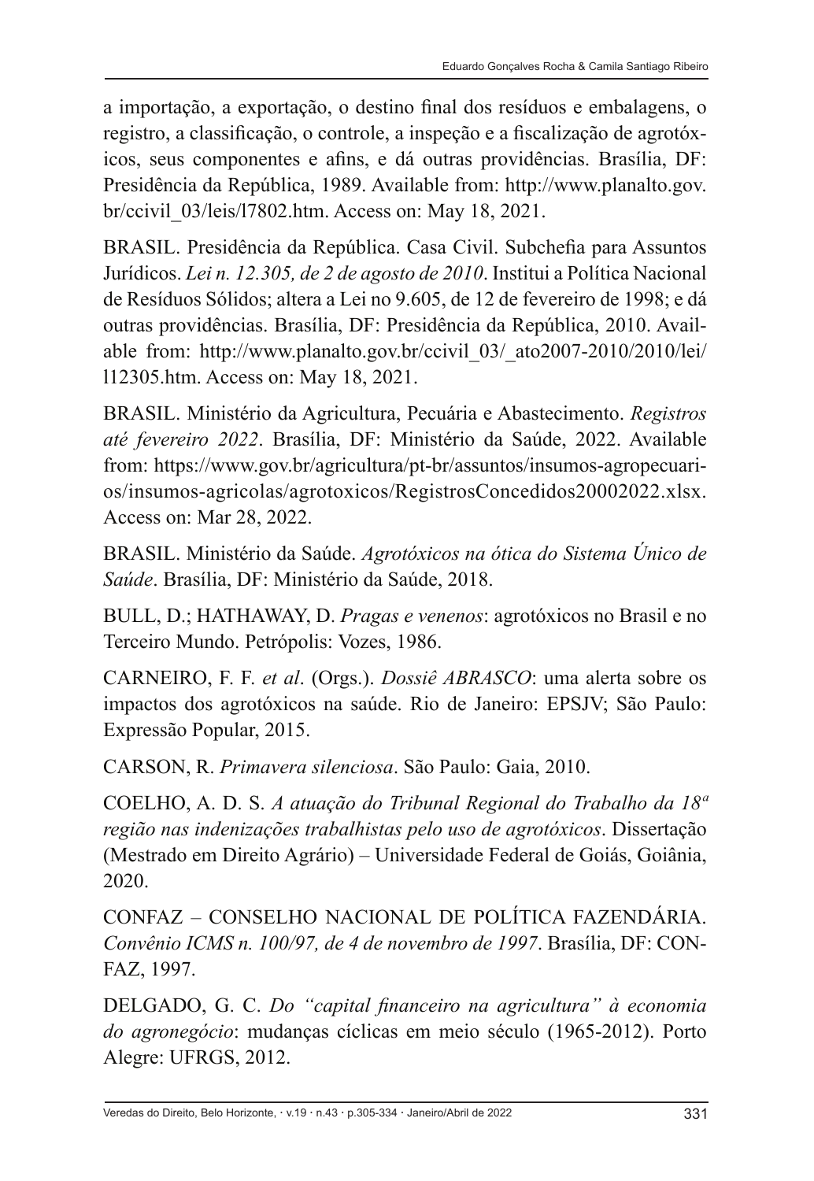a importação, a exportação, o destino final dos resíduos e embalagens, o registro, a classificação, o controle, a inspeção e a fiscalização de agrotóxicos, seus componentes e afins, e dá outras providências. Brasília, DF: Presidência da República, 1989. Available from: http://www.planalto.gov.br/ccivil_03/leis/l7802.htm. Access on: May 18, 2021.

BRASIL. Presidência da República. Casa Civil. Subchefia para Assuntos Jurídicos. *Lei n. 12.305, de 2 de agosto de 2010*. Institui a Política Nacional de Resíduos Sólidos; altera a Lei no 9.605, de 12 de fevereiro de 1998; e dá outras providências. Brasília, DF: Presidência da República, 2010. Available from: http://www.planalto.gov.br/ccivil_03/_ato2007-2010/2010/lei/l12305.htm. Access on: May 18, 2021.

BRASIL. Ministério da Agricultura, Pecuária e Abastecimento. *Registros até fevereiro 2022*. Brasília, DF: Ministério da Saúde, 2022. Available from: https://www.gov.br/agricultura/pt-br/assuntos/insumos-agropecuarios/insumos-agricolas/agrotoxicos/RegistrosConcedidos20002022.xlsx. Access on: Mar 28, 2022.

BRASIL. Ministério da Saúde. *Agrotóxicos na ótica do Sistema Único de Saúde*. Brasília, DF: Ministério da Saúde, 2018.

BULL, D.; HATHAWAY, D. *Pragas e venenos*: agrotóxicos no Brasil e no Terceiro Mundo. Petrópolis: Vozes, 1986.

CARNEIRO, F. F. *et al*. (Orgs.). *Dossiê ABRASCO*: uma alerta sobre os impactos dos agrotóxicos na saúde. Rio de Janeiro: EPSJV; São Paulo: Expressão Popular, 2015.

CARSON, R. *Primavera silenciosa*. São Paulo: Gaia, 2010.

COELHO, A. D. S. *A atuação do Tribunal Regional do Trabalho da 18ª região nas indenizações trabalhistas pelo uso de agrotóxicos*. Dissertação (Mestrado em Direito Agrário) – Universidade Federal de Goiás, Goiânia, 2020.

CONFAZ – CONSELHO NACIONAL DE POLÍTICA FAZENDÁRIA. *Convênio ICMS n. 100/97, de 4 de novembro de 1997*. Brasília, DF: CONFAZ, 1997.

DELGADO, G. C. *Do "capital financeiro na agricultura" à economia do agronegócio*: mudanças cíclicas em meio século (1965-2012). Porto Alegre: UFRGS, 2012.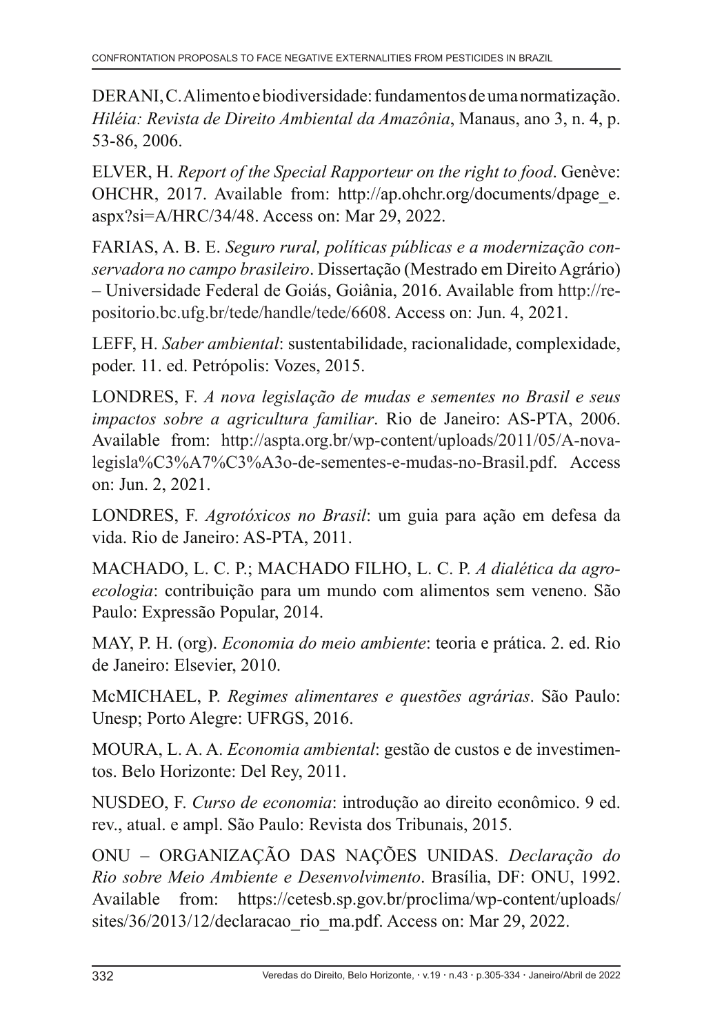DERANI, C. Alimento e biodiversidade: fundamentos de uma normatização. *Hiléia: Revista de Direito Ambiental da Amazônia*, Manaus, ano 3, n. 4, p. 53-86, 2006.

ELVER, H. *Report of the Special Rapporteur on the right to food*. Genève: OHCHR, 2017. Available from: http://ap.ohchr.org/documents/dpage_e.aspx?si=A/HRC/34/48. Access on: Mar 29, 2022.

FARIAS, A. B. E. *Seguro rural, políticas públicas e a modernização conservadora no campo brasileiro*. Dissertação (Mestrado em Direito Agrário) – Universidade Federal de Goiás, Goiânia, 2016. Available from http://repositorio.bc.ufg.br/tede/handle/tede/6608. Access on: Jun. 4, 2021.

LEFF, H. *Saber ambiental*: sustentabilidade, racionalidade, complexidade, poder. 11. ed. Petrópolis: Vozes, 2015.

LONDRES, F. *A nova legislação de mudas e sementes no Brasil e seus impactos sobre a agricultura familiar*. Rio de Janeiro: AS-PTA, 2006. Available from: http://aspta.org.br/wp-content/uploads/2011/05/A-nova-legisla%C3%A7%C3%A3o-de-sementes-e-mudas-no-Brasil.pdf. Access on: Jun. 2, 2021.

LONDRES, F. *Agrotóxicos no Brasil*: um guia para ação em defesa da vida. Rio de Janeiro: AS-PTA, 2011.

MACHADO, L. C. P.; MACHADO FILHO, L. C. P. *A dialética da agroecologia*: contribuição para um mundo com alimentos sem veneno. São Paulo: Expressão Popular, 2014.

MAY, P. H. (org). *Economia do meio ambiente*: teoria e prática. 2. ed. Rio de Janeiro: Elsevier, 2010.

McMICHAEL, P. *Regimes alimentares e questões agrárias*. São Paulo: Unesp; Porto Alegre: UFRGS, 2016.

MOURA, L. A. A. *Economia ambiental*: gestão de custos e de investimentos. Belo Horizonte: Del Rey, 2011.

NUSDEO, F. *Curso de economia*: introdução ao direito econômico. 9 ed. rev., atual. e ampl. São Paulo: Revista dos Tribunais, 2015.

ONU – ORGANIZAÇÃO DAS NAÇÕES UNIDAS. *Declaração do Rio sobre Meio Ambiente e Desenvolvimento*. Brasília, DF: ONU, 1992. Available from: https://cetesb.sp.gov.br/proclima/wp-content/uploads/sites/36/2013/12/declaracao_rio_ma.pdf. Access on: Mar 29, 2022.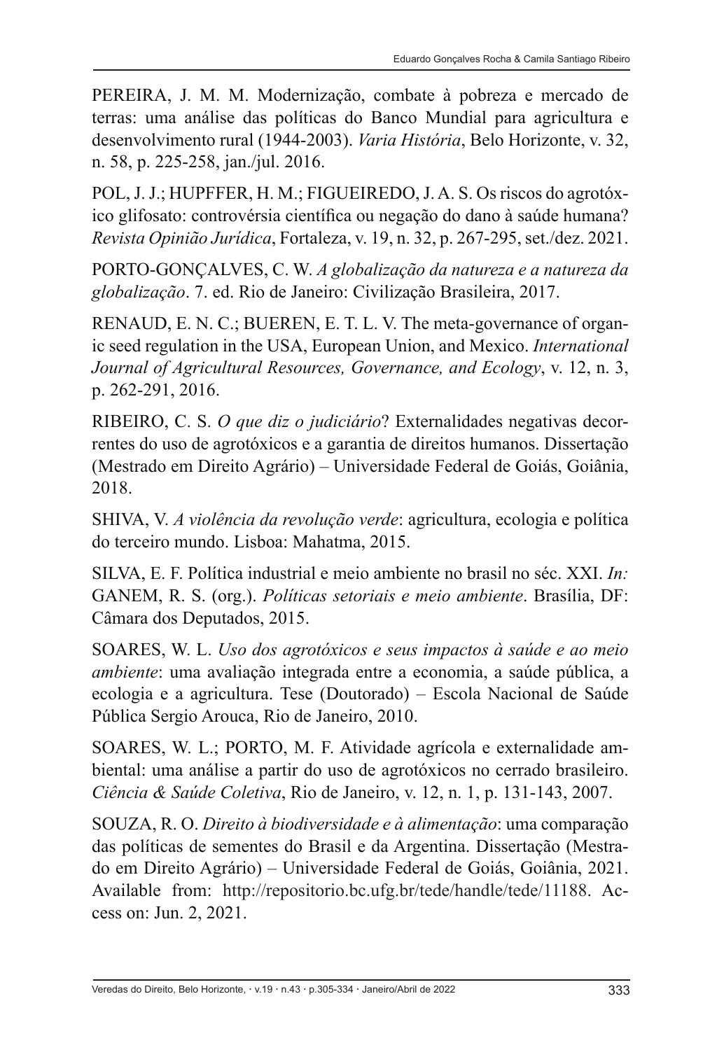PEREIRA, J. M. M. Modernização, combate à pobreza e mercado de terras: uma análise das políticas do Banco Mundial para agricultura e desenvolvimento rural (1944-2003). *Varia História*, Belo Horizonte, v. 32, n. 58, p. 225-258, jan./jul. 2016.

POL, J. J.; HUPFFER, H. M.; FIGUEIREDO, J. A. S. Os riscos do agrotóxico glifosato: controvérsia científica ou negação do dano à saúde humana? *Revista Opinião Jurídica*, Fortaleza, v. 19, n. 32, p. 267-295, set./dez. 2021.

PORTO-GONÇALVES, C. W. *A globalização da natureza e a natureza da globalização*. 7. ed. Rio de Janeiro: Civilização Brasileira, 2017.

RENAUD, E. N. C.; BUEREN, E. T. L. V. The meta-governance of organic seed regulation in the USA, European Union, and Mexico. *International Journal of Agricultural Resources, Governance, and Ecology*, v. 12, n. 3, p. 262-291, 2016.

RIBEIRO, C. S. *O que diz o judiciário*? Externalidades negativas decorrentes do uso de agrotóxicos e a garantia de direitos humanos. Dissertação (Mestrado em Direito Agrário) – Universidade Federal de Goiás, Goiânia, 2018.

SHIVA, V. *A violência da revolução verde*: agricultura, ecologia e política do terceiro mundo. Lisboa: Mahatma, 2015.

SILVA, E. F. Política industrial e meio ambiente no brasil no séc. XXI. *In:* GANEM, R. S. (org.). *Políticas setoriais e meio ambiente*. Brasília, DF: Câmara dos Deputados, 2015.

SOARES, W. L. *Uso dos agrotóxicos e seus impactos à saúde e ao meio ambiente*: uma avaliação integrada entre a economia, a saúde pública, a ecologia e a agricultura. Tese (Doutorado) – Escola Nacional de Saúde Pública Sergio Arouca, Rio de Janeiro, 2010.

SOARES, W. L.; PORTO, M. F. Atividade agrícola e externalidade ambiental: uma análise a partir do uso de agrotóxicos no cerrado brasileiro. *Ciência & Saúde Coletiva*, Rio de Janeiro, v. 12, n. 1, p. 131-143, 2007.

SOUZA, R. O. *Direito à biodiversidade e à alimentação*: uma comparação das políticas de sementes do Brasil e da Argentina. Dissertação (Mestrado em Direito Agrário) – Universidade Federal de Goiás, Goiânia, 2021. Available from: http://repositorio.bc.ufg.br/tede/handle/tede/11188. Access on: Jun. 2, 2021.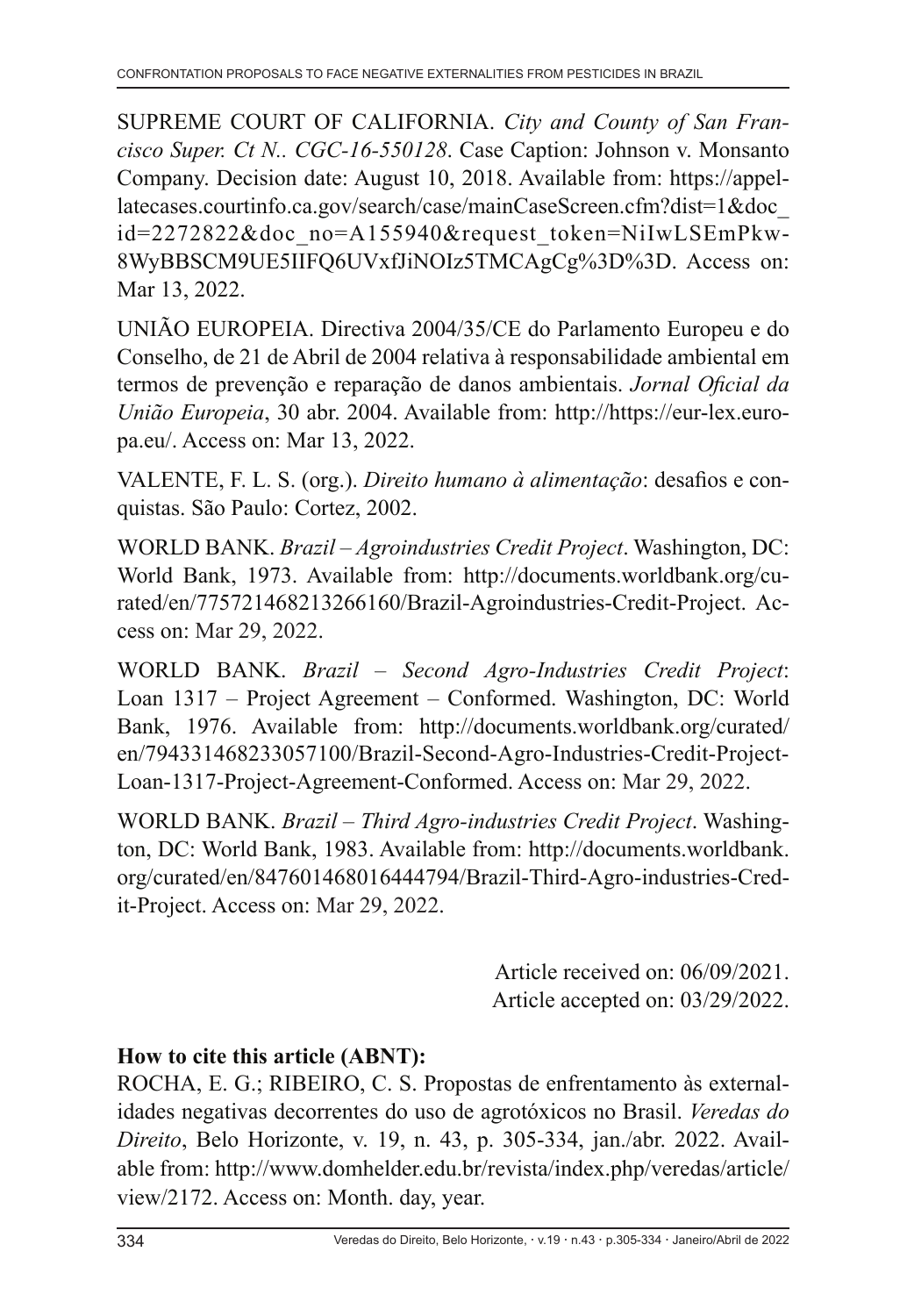SUPREME COURT OF CALIFORNIA. *City and County of San Francisco Super. Ct N.. CGC-16-550128*. Case Caption: Johnson v. Monsanto Company. Decision date: August 10, 2018. Available from: https://appellatecases.courtinfo.ca.gov/search/case/mainCaseScreen.cfm?dist=1&doc_id=2272822&doc_no=A155940&request_token=NiIwLSEmPkw8WyBBSCM9UE5IIFQ6UVxfJiNOIz5TMCAgCg%3D%3D. Access on: Mar 13, 2022.

UNIÃO EUROPEIA. Directiva 2004/35/CE do Parlamento Europeu e do Conselho, de 21 de Abril de 2004 relativa à responsabilidade ambiental em termos de prevenção e reparação de danos ambientais. *Jornal Oficial da União Europeia*, 30 abr. 2004. Available from: http://https://eur-lex.europa.eu/. Access on: Mar 13, 2022.

VALENTE, F. L. S. (org.). *Direito humano à alimentação*: desafios e conquistas. São Paulo: Cortez, 2002.

WORLD BANK. *Brazil – Agroindustries Credit Project*. Washington, DC: World Bank, 1973. Available from: http://documents.worldbank.org/curated/en/775721468213266160/Brazil-Agroindustries-Credit-Project. Access on: Mar 29, 2022.

WORLD BANK. *Brazil – Second Agro-Industries Credit Project*: Loan 1317 – Project Agreement – Conformed. Washington, DC: World Bank, 1976. Available from: http://documents.worldbank.org/curated/en/794331468233057100/Brazil-Second-Agro-Industries-Credit-Project-Loan-1317-Project-Agreement-Conformed. Access on: Mar 29, 2022.

WORLD BANK. *Brazil – Third Agro-industries Credit Project*. Washington, DC: World Bank, 1983. Available from: http://documents.worldbank.org/curated/en/847601468016444794/Brazil-Third-Agro-industries-Credit-Project. Access on: Mar 29, 2022.

Article received on: 06/09/2021.
Article accepted on: 03/29/2022.

**How to cite this article (ABNT):**
ROCHA, E. G.; RIBEIRO, C. S. Propostas de enfrentamento às externalidades negativas decorrentes do uso de agrotóxicos no Brasil. *Veredas do Direito*, Belo Horizonte, v. 19, n. 43, p. 305-334, jan./abr. 2022. Available from: http://www.domhelder.edu.br/revista/index.php/veredas/article/view/2172. Access on: Month. day, year.